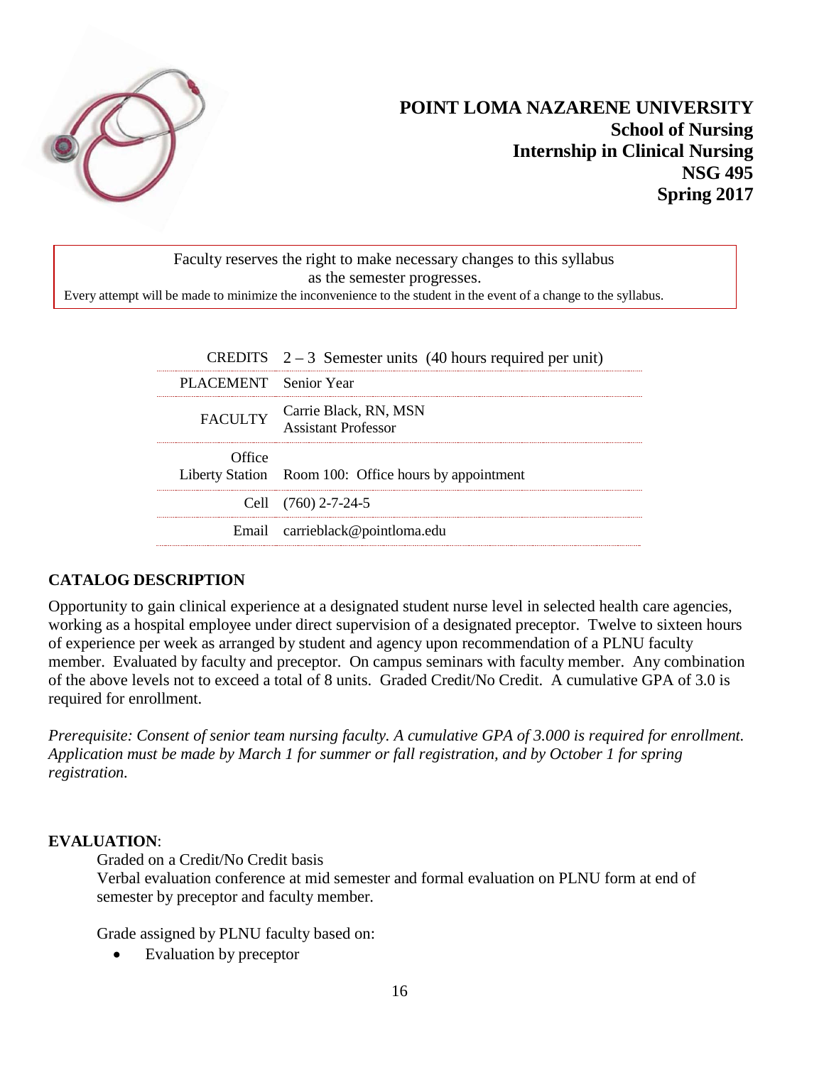# POINT LOMA NAZARENE UNIVERSITY
## School of Nursing
## Internship in Clinical Nursing
## NSG 495
## Spring 2017

Faculty reserves the right to make necessary changes to this syllabus as the semester progresses.
Every attempt will be made to minimize the inconvenience to the student in the event of a change to the syllabus.

| | |
|---|---|
| CREDITS | 2 – 3 Semester units (40 hours required per unit) |
| PLACEMENT | Senior Year |
| FACULTY | Carrie Black, RN, MSN<br>Assistant Professor |
| Office<br>Liberty Station | Room 100: Office hours by appointment |
| Cell | (760) 2-7-24-5 |
| Email | carrieblack@pointloma.edu |

## CATALOG DESCRIPTION

Opportunity to gain clinical experience at a designated student nurse level in selected health care agencies, working as a hospital employee under direct supervision of a designated preceptor. Twelve to sixteen hours of experience per week as arranged by student and agency upon recommendation of a PLNU faculty member. Evaluated by faculty and preceptor. On campus seminars with faculty member. Any combination of the above levels not to exceed a total of 8 units. Graded Credit/No Credit. A cumulative GPA of 3.0 is required for enrollment.

*Prerequisite: Consent of senior team nursing faculty. A cumulative GPA of 3.000 is required for enrollment. Application must be made by March 1 for summer or fall registration, and by October 1 for spring registration.*

## EVALUATION:

Graded on a Credit/No Credit basis
Verbal evaluation conference at mid semester and formal evaluation on PLNU form at end of semester by preceptor and faculty member.

Grade assigned by PLNU faculty based on:

- Evaluation by preceptor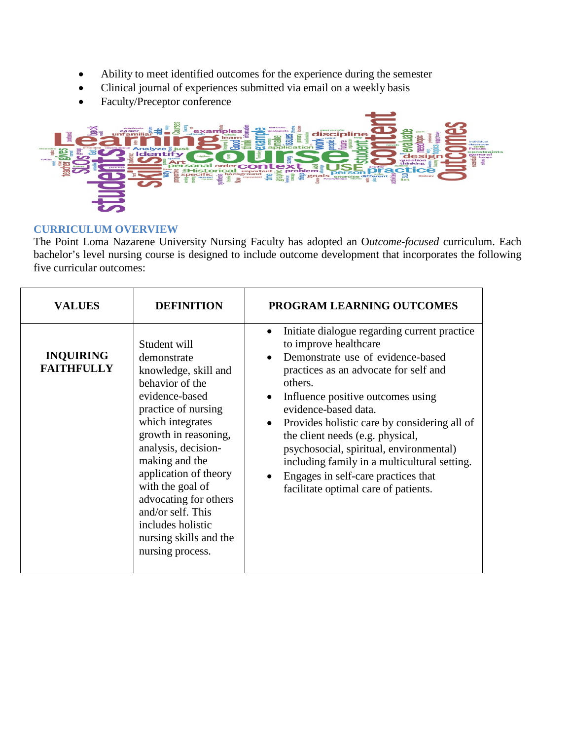- Ability to meet identified outcomes for the experience during the semester
- Clinical journal of experiences submitted via email on a weekly basis
- Faculty/Preceptor conference

## CURRICULUM OVERVIEW

The Point Loma Nazarene University Nursing Faculty has adopted an O*utcome-focused* curriculum. Each bachelor's level nursing course is designed to include outcome development that incorporates the following five curricular outcomes:

| VALUES | DEFINITION | PROGRAM LEARNING OUTCOMES |
|---|---|---|
| **INQUIRING FAITHFULLY** | Student will demonstrate knowledge, skill and behavior of the evidence-based practice of nursing which integrates growth in reasoning, analysis, decision-making and the application of theory with the goal of advocating for others and/or self. This includes holistic nursing skills and the nursing process. | • Initiate dialogue regarding current practice to improve healthcare<br>• Demonstrate use of evidence-based practices as an advocate for self and others.<br>• Influence positive outcomes using evidence-based data.<br>• Provides holistic care by considering all of the client needs (e.g. physical, psychosocial, spiritual, environmental) including family in a multicultural setting.<br>• Engages in self-care practices that facilitate optimal care of patients. |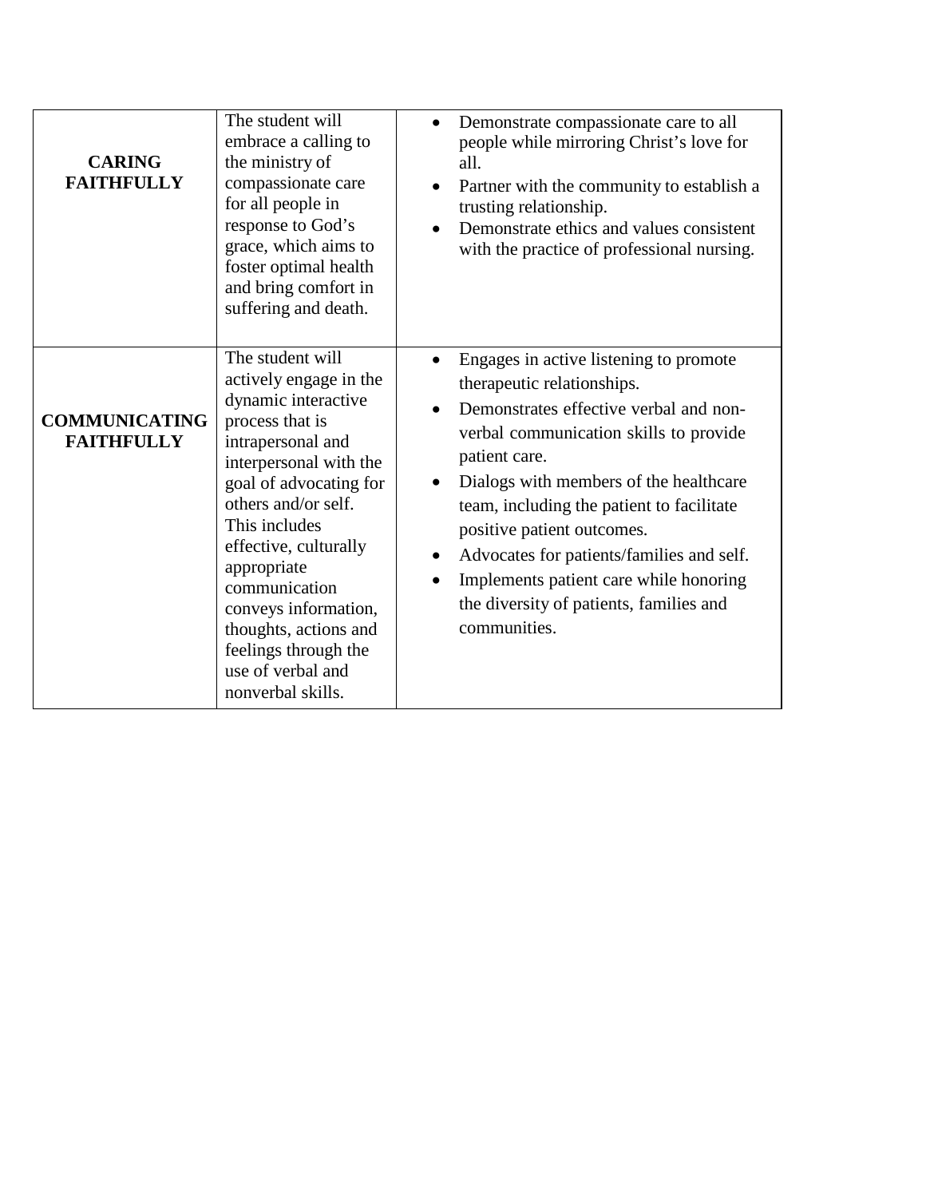| | | |
|---|---|---|
| **CARING FAITHFULLY** | The student will embrace a calling to the ministry of compassionate care for all people in response to God's grace, which aims to foster optimal health and bring comfort in suffering and death. | • Demonstrate compassionate care to all people while mirroring Christ's love for all.<br>• Partner with the community to establish a trusting relationship.<br>• Demonstrate ethics and values consistent with the practice of professional nursing. |
| **COMMUNICATING FAITHFULLY** | The student will actively engage in the dynamic interactive process that is intrapersonal and interpersonal with the goal of advocating for others and/or self. This includes effective, culturally appropriate communication conveys information, thoughts, actions and feelings through the use of verbal and nonverbal skills. | • Engages in active listening to promote therapeutic relationships.<br>• Demonstrates effective verbal and non-verbal communication skills to provide patient care.<br>• Dialogs with members of the healthcare team, including the patient to facilitate positive patient outcomes.<br>• Advocates for patients/families and self.<br>• Implements patient care while honoring the diversity of patients, families and communities. |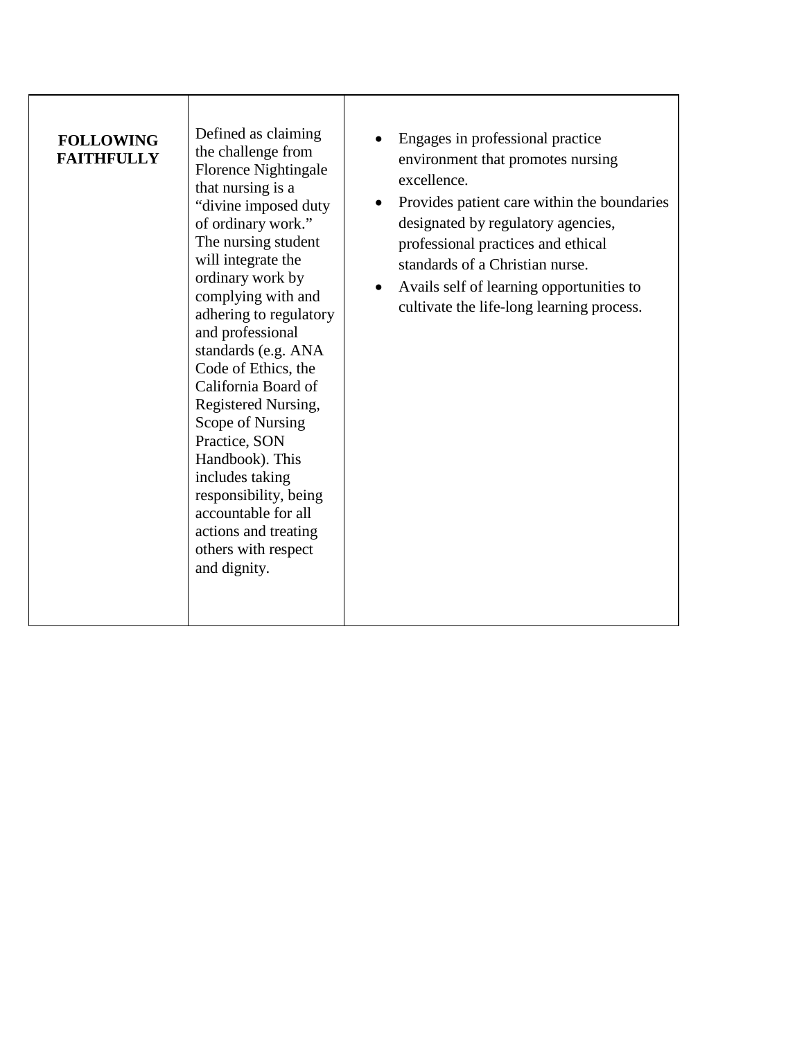| | | |
|---|---|---|
| **FOLLOWING FAITHFULLY** | Defined as claiming the challenge from Florence Nightingale that nursing is a "divine imposed duty of ordinary work." The nursing student will integrate the ordinary work by complying with and adhering to regulatory and professional standards (e.g. ANA Code of Ethics, the California Board of Registered Nursing, Scope of Nursing Practice, SON Handbook). This includes taking responsibility, being accountable for all actions and treating others with respect and dignity. | • Engages in professional practice environment that promotes nursing excellence.<br>• Provides patient care within the boundaries designated by regulatory agencies, professional practices and ethical standards of a Christian nurse.<br>• Avails self of learning opportunities to cultivate the life-long learning process. |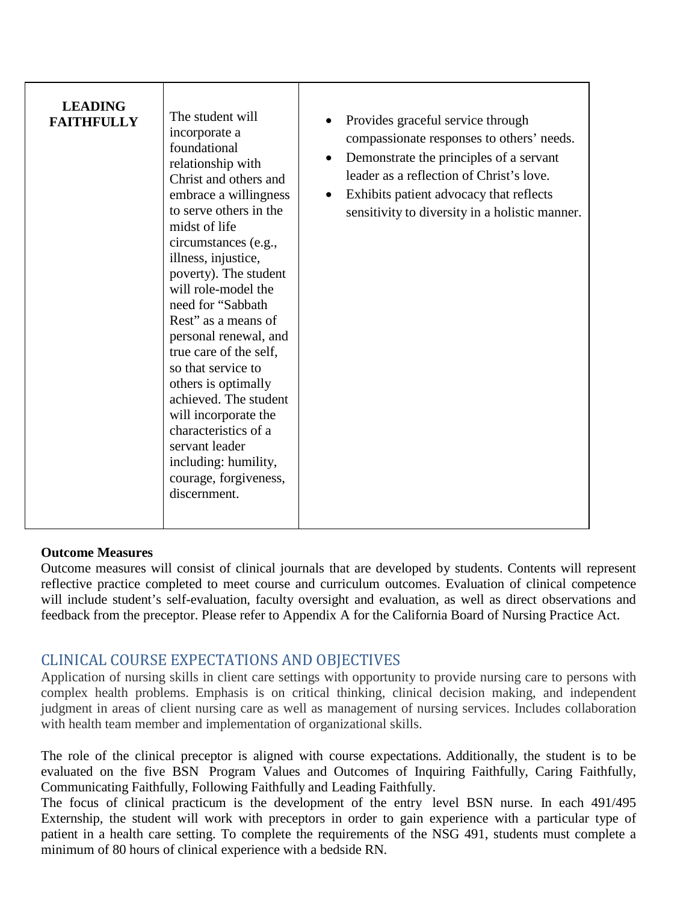| | | |
|---|---|---|
| **LEADING FAITHFULLY** | The student will incorporate a foundational relationship with Christ and others and embrace a willingness to serve others in the midst of life circumstances (e.g., illness, injustice, poverty). The student will role-model the need for "Sabbath Rest" as a means of personal renewal, and true care of the self, so that service to others is optimally achieved. The student will incorporate the characteristics of a servant leader including: humility, courage, forgiveness, discernment. | • Provides graceful service through compassionate responses to others' needs.<br>• Demonstrate the principles of a servant leader as a reflection of Christ's love.<br>• Exhibits patient advocacy that reflects sensitivity to diversity in a holistic manner. |

**Outcome Measures**

Outcome measures will consist of clinical journals that are developed by students. Contents will represent reflective practice completed to meet course and curriculum outcomes. Evaluation of clinical competence will include student's self-evaluation, faculty oversight and evaluation, as well as direct observations and feedback from the preceptor. Please refer to Appendix A for the California Board of Nursing Practice Act.

## CLINICAL COURSE EXPECTATIONS AND OBJECTIVES

Application of nursing skills in client care settings with opportunity to provide nursing care to persons with complex health problems. Emphasis is on critical thinking, clinical decision making, and independent judgment in areas of client nursing care as well as management of nursing services. Includes collaboration with health team member and implementation of organizational skills.

The role of the clinical preceptor is aligned with course expectations. Additionally, the student is to be evaluated on the five BSN Program Values and Outcomes of Inquiring Faithfully, Caring Faithfully, Communicating Faithfully, Following Faithfully and Leading Faithfully.

The focus of clinical practicum is the development of the entry level BSN nurse. In each 491/495 Externship, the student will work with preceptors in order to gain experience with a particular type of patient in a health care setting. To complete the requirements of the NSG 491, students must complete a minimum of 80 hours of clinical experience with a bedside RN.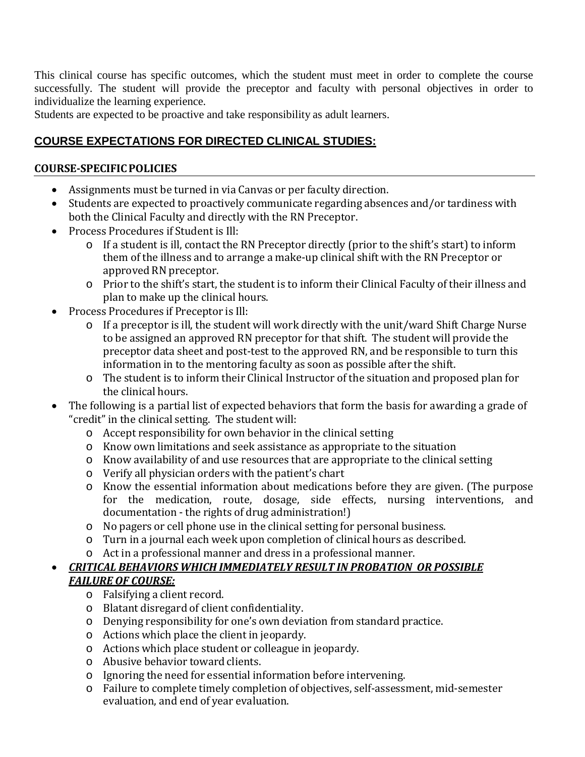This clinical course has specific outcomes, which the student must meet in order to complete the course successfully. The student will provide the preceptor and faculty with personal objectives in order to individualize the learning experience.
Students are expected to be proactive and take responsibility as adult learners.

## COURSE EXPECTATIONS FOR DIRECTED CLINICAL STUDIES:

### COURSE-SPECIFIC POLICIES

- Assignments must be turned in via Canvas or per faculty direction.
- Students are expected to proactively communicate regarding absences and/or tardiness with both the Clinical Faculty and directly with the RN Preceptor.
- Process Procedures if Student is Ill:
  - If a student is ill, contact the RN Preceptor directly (prior to the shift's start) to inform them of the illness and to arrange a make-up clinical shift with the RN Preceptor or approved RN preceptor.
  - Prior to the shift's start, the student is to inform their Clinical Faculty of their illness and plan to make up the clinical hours.
- Process Procedures if Preceptor is Ill:
  - If a preceptor is ill, the student will work directly with the unit/ward Shift Charge Nurse to be assigned an approved RN preceptor for that shift. The student will provide the preceptor data sheet and post-test to the approved RN, and be responsible to turn this information in to the mentoring faculty as soon as possible after the shift.
  - The student is to inform their Clinical Instructor of the situation and proposed plan for the clinical hours.
- The following is a partial list of expected behaviors that form the basis for awarding a grade of "credit" in the clinical setting. The student will:
  - Accept responsibility for own behavior in the clinical setting
  - Know own limitations and seek assistance as appropriate to the situation
  - Know availability of and use resources that are appropriate to the clinical setting
  - Verify all physician orders with the patient's chart
  - Know the essential information about medications before they are given. (The purpose for the medication, route, dosage, side effects, nursing interventions, and documentation - the rights of drug administration!)
  - No pagers or cell phone use in the clinical setting for personal business.
  - Turn in a journal each week upon completion of clinical hours as described.
  - Act in a professional manner and dress in a professional manner.
- ***CRITICAL BEHAVIORS WHICH IMMEDIATELY RESULT IN PROBATION OR POSSIBLE FAILURE OF COURSE:***
  - Falsifying a client record.
  - Blatant disregard of client confidentiality.
  - Denying responsibility for one's own deviation from standard practice.
  - Actions which place the client in jeopardy.
  - Actions which place student or colleague in jeopardy.
  - Abusive behavior toward clients.
  - Ignoring the need for essential information before intervening.
  - Failure to complete timely completion of objectives, self-assessment, mid-semester evaluation, and end of year evaluation.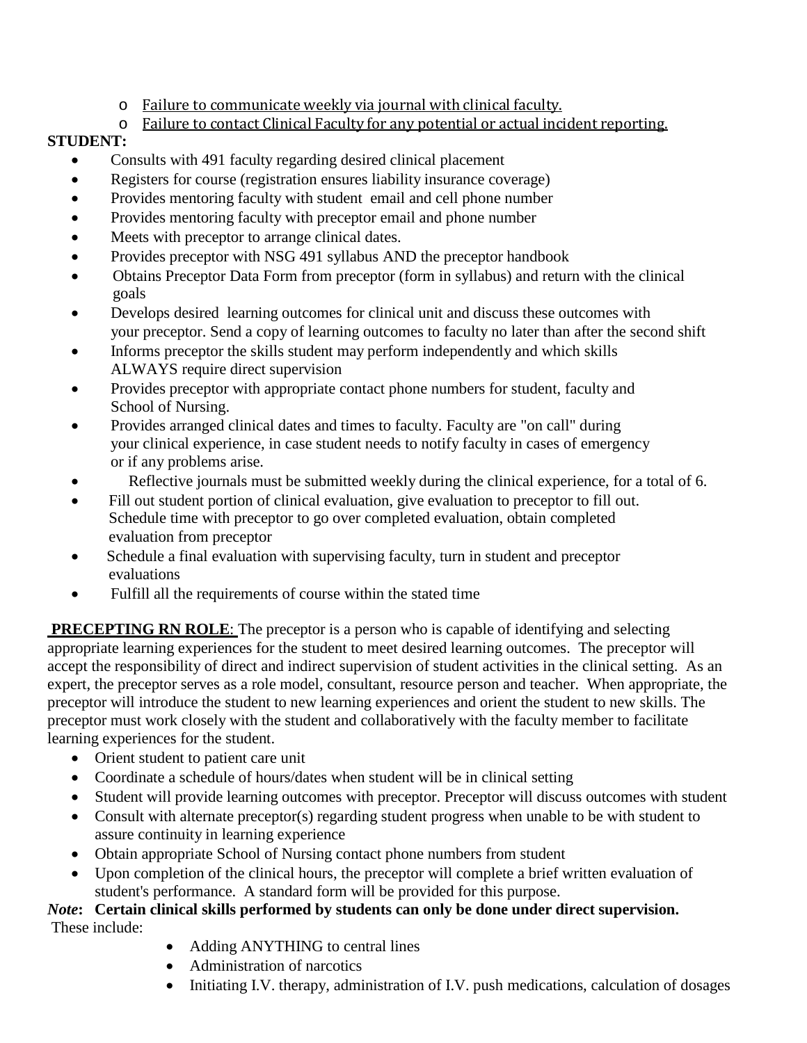- Failure to communicate weekly via journal with clinical faculty.
- Failure to contact Clinical Faculty for any potential or actual incident reporting.

**STUDENT:**

- Consults with 491 faculty regarding desired clinical placement
- Registers for course (registration ensures liability insurance coverage)
- Provides mentoring faculty with student email and cell phone number
- Provides mentoring faculty with preceptor email and phone number
- Meets with preceptor to arrange clinical dates.
- Provides preceptor with NSG 491 syllabus AND the preceptor handbook
- Obtains Preceptor Data Form from preceptor (form in syllabus) and return with the clinical goals
- Develops desired learning outcomes for clinical unit and discuss these outcomes with your preceptor. Send a copy of learning outcomes to faculty no later than after the second shift
- Informs preceptor the skills student may perform independently and which skills ALWAYS require direct supervision
- Provides preceptor with appropriate contact phone numbers for student, faculty and School of Nursing.
- Provides arranged clinical dates and times to faculty. Faculty are "on call" during your clinical experience, in case student needs to notify faculty in cases of emergency or if any problems arise.
- Reflective journals must be submitted weekly during the clinical experience, for a total of 6.
- Fill out student portion of clinical evaluation, give evaluation to preceptor to fill out. Schedule time with preceptor to go over completed evaluation, obtain completed evaluation from preceptor
- Schedule a final evaluation with supervising faculty, turn in student and preceptor evaluations
- Fulfill all the requirements of course within the stated time

**PRECEPTING RN ROLE**: The preceptor is a person who is capable of identifying and selecting appropriate learning experiences for the student to meet desired learning outcomes. The preceptor will accept the responsibility of direct and indirect supervision of student activities in the clinical setting. As an expert, the preceptor serves as a role model, consultant, resource person and teacher. When appropriate, the preceptor will introduce the student to new learning experiences and orient the student to new skills. The preceptor must work closely with the student and collaboratively with the faculty member to facilitate learning experiences for the student.

- Orient student to patient care unit
- Coordinate a schedule of hours/dates when student will be in clinical setting
- Student will provide learning outcomes with preceptor. Preceptor will discuss outcomes with student
- Consult with alternate preceptor(s) regarding student progress when unable to be with student to assure continuity in learning experience
- Obtain appropriate School of Nursing contact phone numbers from student
- Upon completion of the clinical hours, the preceptor will complete a brief written evaluation of student's performance. A standard form will be provided for this purpose.

***Note*: Certain clinical skills performed by students can only be done under direct supervision.**
These include:

- Adding ANYTHING to central lines
- Administration of narcotics
- Initiating I.V. therapy, administration of I.V. push medications, calculation of dosages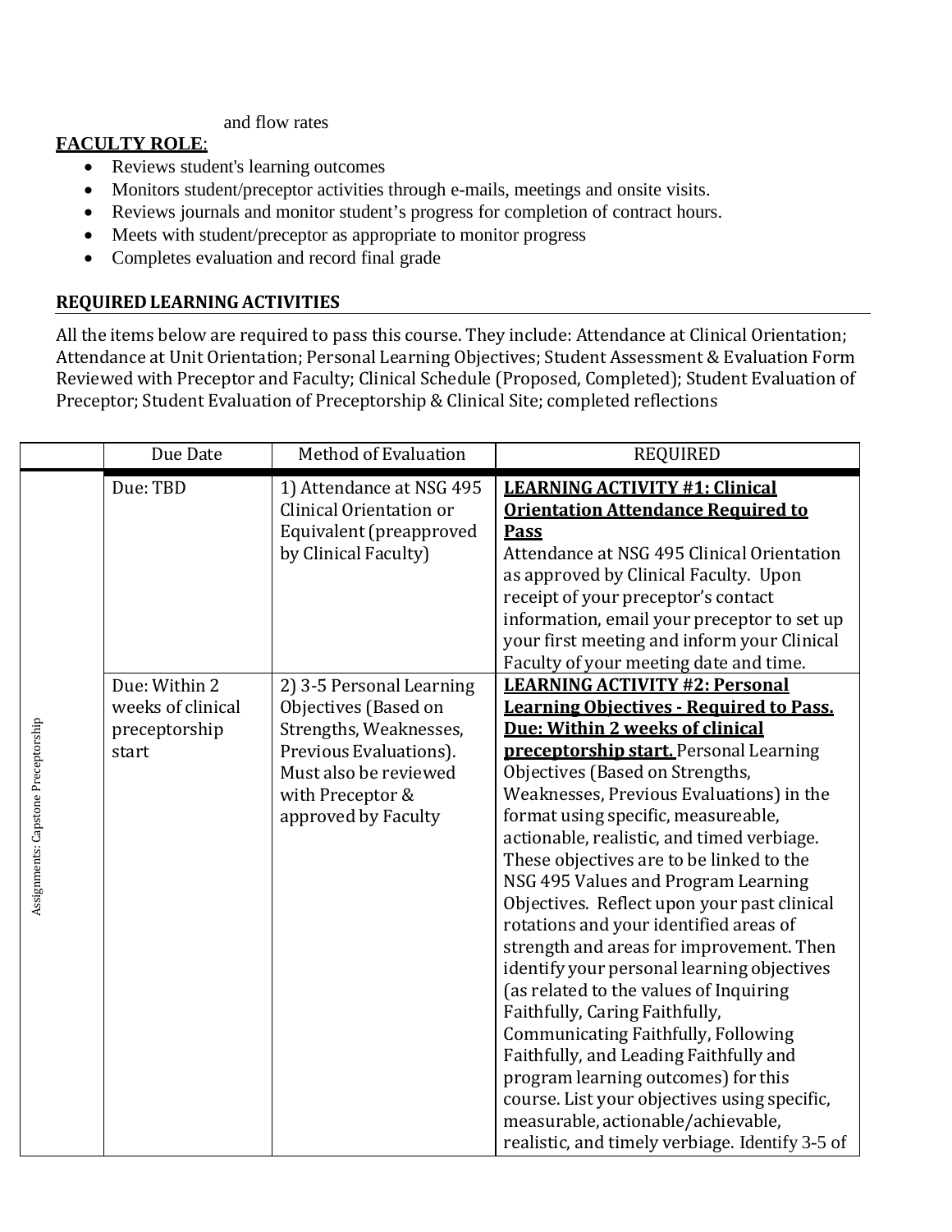and flow rates

**FACULTY ROLE**:

- Reviews student's learning outcomes
- Monitors student/preceptor activities through e-mails, meetings and onsite visits.
- Reviews journals and monitor student's progress for completion of contract hours.
- Meets with student/preceptor as appropriate to monitor progress
- Completes evaluation and record final grade

## REQUIRED LEARNING ACTIVITIES

All the items below are required to pass this course. They include: Attendance at Clinical Orientation; Attendance at Unit Orientation; Personal Learning Objectives; Student Assessment & Evaluation Form Reviewed with Preceptor and Faculty; Clinical Schedule (Proposed, Completed); Student Evaluation of Preceptor; Student Evaluation of Preceptorship & Clinical Site; completed reflections

| | Due Date | Method of Evaluation | REQUIRED |
|---|---|---|---|
| Assignments: Capstone Preceptorship | Due: TBD | 1) Attendance at NSG 495 Clinical Orientation or Equivalent (preapproved by Clinical Faculty) | **LEARNING ACTIVITY #1: Clinical Orientation Attendance Required to Pass** Attendance at NSG 495 Clinical Orientation as approved by Clinical Faculty. Upon receipt of your preceptor's contact information, email your preceptor to set up your first meeting and inform your Clinical Faculty of your meeting date and time. |
| | Due: Within 2 weeks of clinical preceptorship start | 2) 3-5 Personal Learning Objectives (Based on Strengths, Weaknesses, Previous Evaluations). Must also be reviewed with Preceptor & approved by Faculty | **LEARNING ACTIVITY #2: Personal Learning Objectives - Required to Pass. Due: Within 2 weeks of clinical preceptorship start.** Personal Learning Objectives (Based on Strengths, Weaknesses, Previous Evaluations) in the format using specific, measureable, actionable, realistic, and timed verbiage. These objectives are to be linked to the NSG 495 Values and Program Learning Objectives. Reflect upon your past clinical rotations and your identified areas of strength and areas for improvement. Then identify your personal learning objectives (as related to the values of Inquiring Faithfully, Caring Faithfully, Communicating Faithfully, Following Faithfully, and Leading Faithfully and program learning outcomes) for this course. List your objectives using specific, measurable, actionable/achievable, realistic, and timely verbiage. Identify 3-5 of |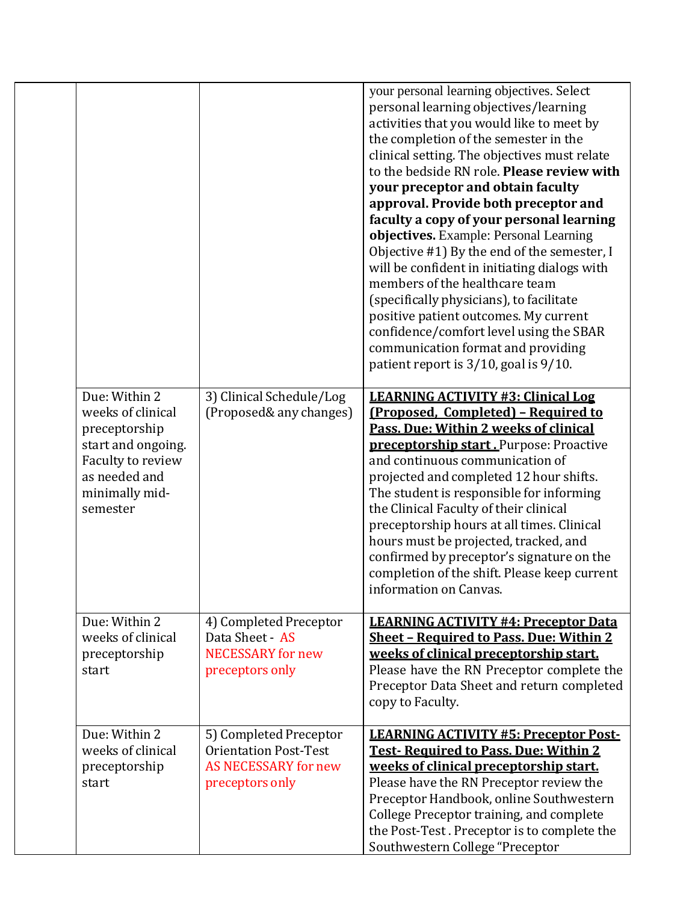| | | | |
|---|---|---|---|
| | | | your personal learning objectives. Select personal learning objectives/learning activities that you would like to meet by the completion of the semester in the clinical setting. The objectives must relate to the bedside RN role. **Please review with your preceptor and obtain faculty approval. Provide both preceptor and faculty a copy of your personal learning objectives.** Example: Personal Learning Objective #1) By the end of the semester, I will be confident in initiating dialogs with members of the healthcare team (specifically physicians), to facilitate positive patient outcomes. My current confidence/comfort level using the SBAR communication format and providing patient report is 3/10, goal is 9/10. |
| | Due: Within 2 weeks of clinical preceptorship start and ongoing. Faculty to review as needed and minimally mid-semester | 3) Clinical Schedule/Log (Proposed& any changes) | **LEARNING ACTIVITY #3: Clinical Log (Proposed, Completed) – Required to Pass. Due: Within 2 weeks of clinical preceptorship start .** Purpose: Proactive and continuous communication of projected and completed 12 hour shifts. The student is responsible for informing the Clinical Faculty of their clinical preceptorship hours at all times. Clinical hours must be projected, tracked, and confirmed by preceptor's signature on the completion of the shift. Please keep current information on Canvas. |
| | Due: Within 2 weeks of clinical preceptorship start | 4) Completed Preceptor Data Sheet - AS NECESSARY for new preceptors only | **LEARNING ACTIVITY #4: Preceptor Data Sheet – Required to Pass. Due: Within 2 weeks of clinical preceptorship start.** Please have the RN Preceptor complete the Preceptor Data Sheet and return completed copy to Faculty. |
| | Due: Within 2 weeks of clinical preceptorship start | 5) Completed Preceptor Orientation Post-Test AS NECESSARY for new preceptors only | **LEARNING ACTIVITY #5: Preceptor Post-Test- Required to Pass. Due: Within 2 weeks of clinical preceptorship start.** Please have the RN Preceptor review the Preceptor Handbook, online Southwestern College Preceptor training, and complete the Post-Test . Preceptor is to complete the Southwestern College "Preceptor |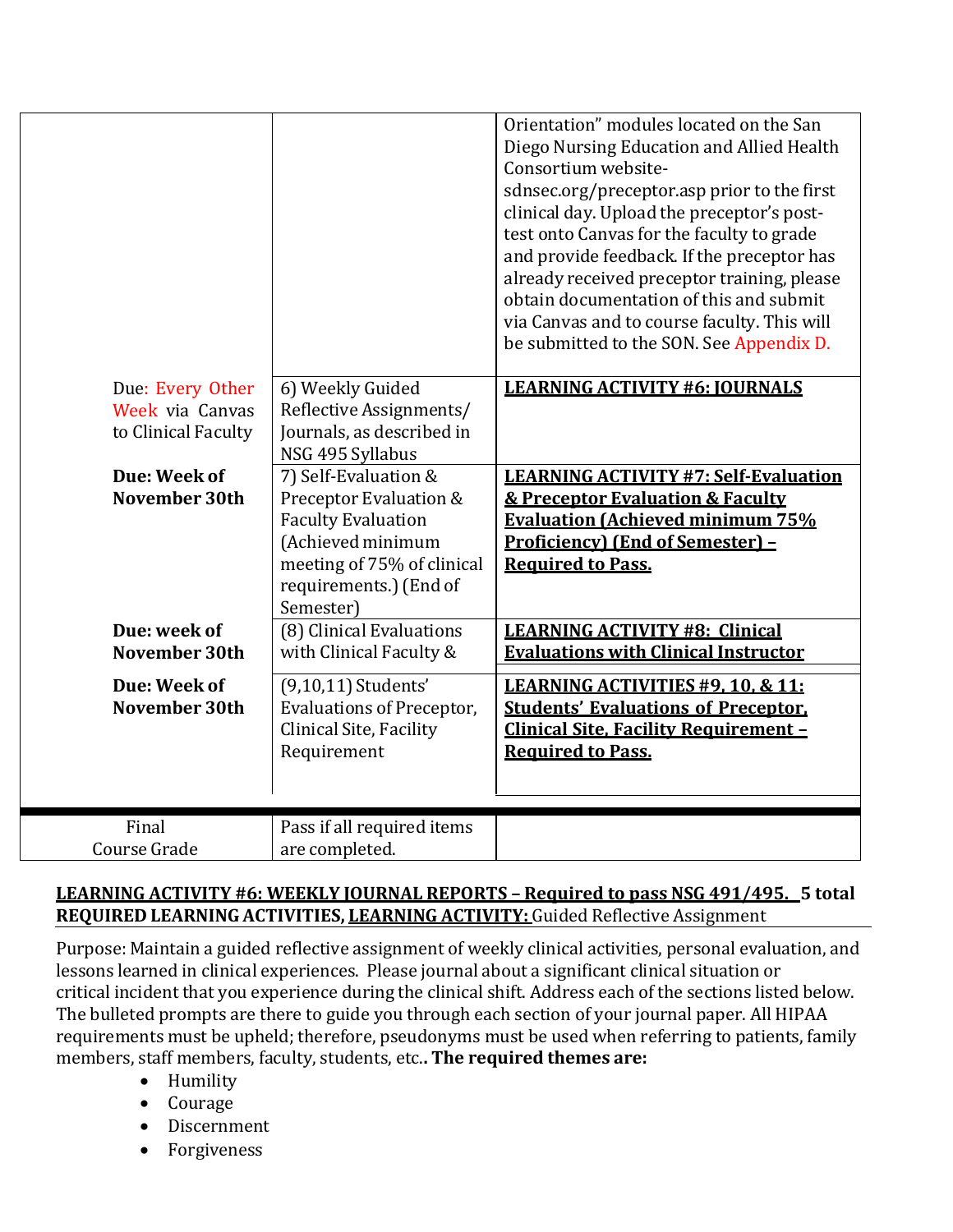| | | |
|---|---|---|
| | | Orientation" modules located on the San Diego Nursing Education and Allied Health Consortium website- sdnsec.org/preceptor.asp prior to the first clinical day. Upload the preceptor's post-test onto Canvas for the faculty to grade and provide feedback. If the preceptor has already received preceptor training, please obtain documentation of this and submit via Canvas and to course faculty. This will be submitted to the SON. See Appendix D. |
| Due: Every Other Week via Canvas to Clinical Faculty | 6) Weekly Guided Reflective Assignments/ Journals, as described in NSG 495 Syllabus | **LEARNING ACTIVITY #6: JOURNALS** |
| **Due: Week of November 30th** | 7) Self-Evaluation & Preceptor Evaluation & Faculty Evaluation (Achieved minimum meeting of 75% of clinical requirements.) (End of Semester) | **LEARNING ACTIVITY #7: Self-Evaluation & Preceptor Evaluation & Faculty Evaluation (Achieved minimum 75% Proficiency) (End of Semester) – Required to Pass.** |
| **Due: week of November 30th** | (8) Clinical Evaluations with Clinical Faculty & | **LEARNING ACTIVITY #8: Clinical Evaluations with Clinical Instructor** |
| **Due: Week of November 30th** | (9,10,11) Students' Evaluations of Preceptor, Clinical Site, Facility Requirement | **LEARNING ACTIVITIES #9, 10, & 11: Students' Evaluations of Preceptor, Clinical Site, Facility Requirement – Required to Pass.** |
| Final Course Grade | Pass if all required items are completed. | |

**LEARNING ACTIVITY #6: WEEKLY JOURNAL REPORTS – Required to pass NSG 491/495. 5 total REQUIRED LEARNING ACTIVITIES, LEARNING ACTIVITY:** Guided Reflective Assignment

Purpose: Maintain a guided reflective assignment of weekly clinical activities, personal evaluation, and lessons learned in clinical experiences. Please journal about a significant clinical situation or critical incident that you experience during the clinical shift. Address each of the sections listed below. The bulleted prompts are there to guide you through each section of your journal paper. All HIPAA requirements must be upheld; therefore, pseudonyms must be used when referring to patients, family members, staff members, faculty, students, etc.. **The required themes are:**

- Humility
- Courage
- Discernment
- Forgiveness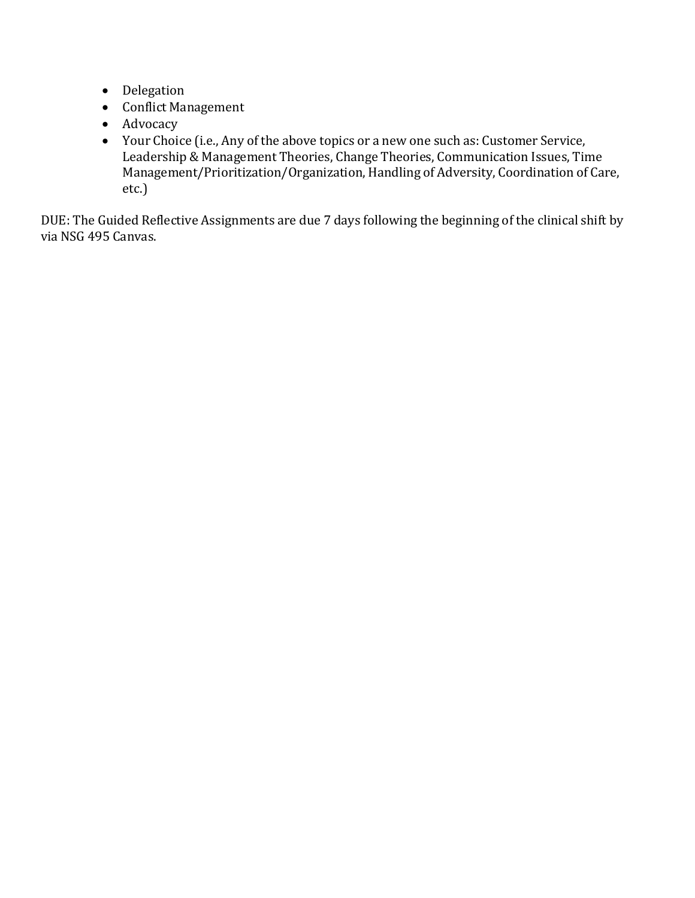- Delegation
- Conflict Management
- Advocacy
- Your Choice (i.e., Any of the above topics or a new one such as: Customer Service, Leadership & Management Theories, Change Theories, Communication Issues, Time Management/Prioritization/Organization, Handling of Adversity, Coordination of Care, etc.)

DUE: The Guided Reflective Assignments are due 7 days following the beginning of the clinical shift by via NSG 495 Canvas.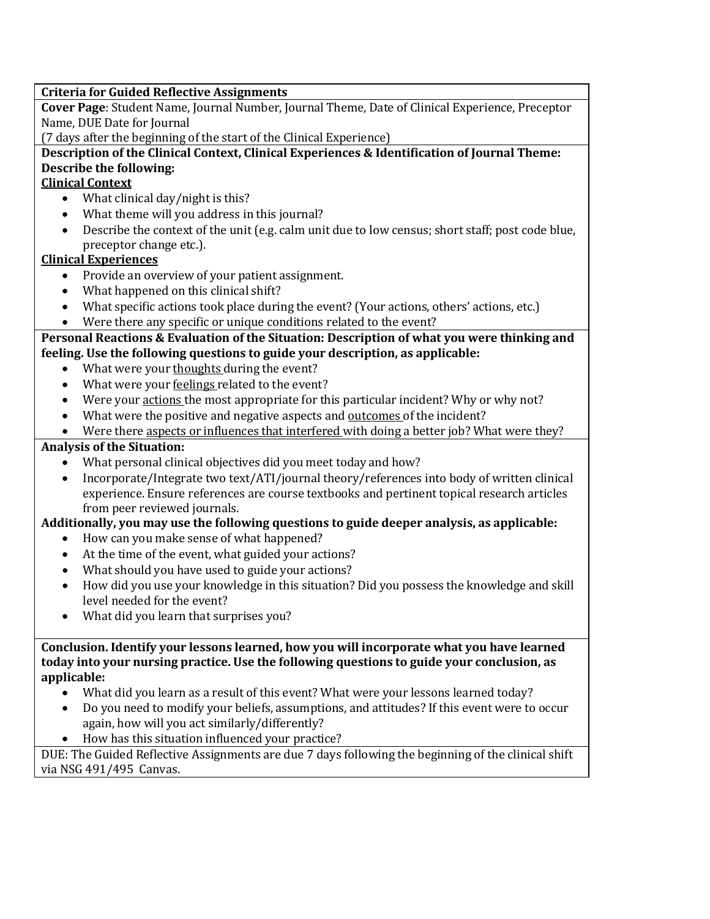**Criteria for Guided Reflective Assignments**

**Cover Page**: Student Name, Journal Number, Journal Theme, Date of Clinical Experience, Preceptor Name, DUE Date for Journal
(7 days after the beginning of the start of the Clinical Experience)

**Description of the Clinical Context, Clinical Experiences & Identification of Journal Theme: Describe the following:**

**Clinical Context**

- What clinical day/night is this?
- What theme will you address in this journal?
- Describe the context of the unit (e.g. calm unit due to low census; short staff; post code blue, preceptor change etc.).

**Clinical Experiences**

- Provide an overview of your patient assignment.
- What happened on this clinical shift?
- What specific actions took place during the event? (Your actions, others' actions, etc.)
- Were there any specific or unique conditions related to the event?

**Personal Reactions & Evaluation of the Situation: Description of what you were thinking and feeling. Use the following questions to guide your description, as applicable:**

- What were your thoughts during the event?
- What were your feelings related to the event?
- Were your actions the most appropriate for this particular incident? Why or why not?
- What were the positive and negative aspects and outcomes of the incident?
- Were there aspects or influences that interfered with doing a better job? What were they?

**Analysis of the Situation:**

- What personal clinical objectives did you meet today and how?
- Incorporate/Integrate two text/ATI/journal theory/references into body of written clinical experience. Ensure references are course textbooks and pertinent topical research articles from peer reviewed journals.

**Additionally, you may use the following questions to guide deeper analysis, as applicable:**

- How can you make sense of what happened?
- At the time of the event, what guided your actions?
- What should you have used to guide your actions?
- How did you use your knowledge in this situation? Did you possess the knowledge and skill level needed for the event?
- What did you learn that surprises you?

**Conclusion. Identify your lessons learned, how you will incorporate what you have learned today into your nursing practice. Use the following questions to guide your conclusion, as applicable:**

- What did you learn as a result of this event? What were your lessons learned today?
- Do you need to modify your beliefs, assumptions, and attitudes? If this event were to occur again, how will you act similarly/differently?
- How has this situation influenced your practice?

DUE: The Guided Reflective Assignments are due 7 days following the beginning of the clinical shift via NSG 491/495 Canvas.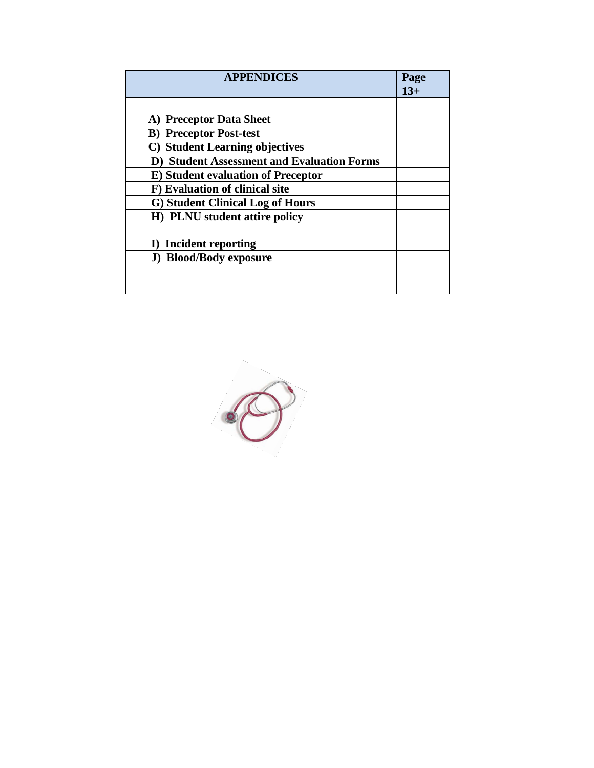| **APPENDICES** | **Page 13+** |
|---|---|
| | |
| **A) Preceptor Data Sheet** | |
| **B) Preceptor Post-test** | |
| **C) Student Learning objectives** | |
| **D) Student Assessment and Evaluation Forms** | |
| **E) Student evaluation of Preceptor** | |
| **F) Evaluation of clinical site** | |
| **G) Student Clinical Log of Hours** | |
| **H) PLNU student attire policy** | |
| **I) Incident reporting** | |
| **J) Blood/Body exposure** | |
| | |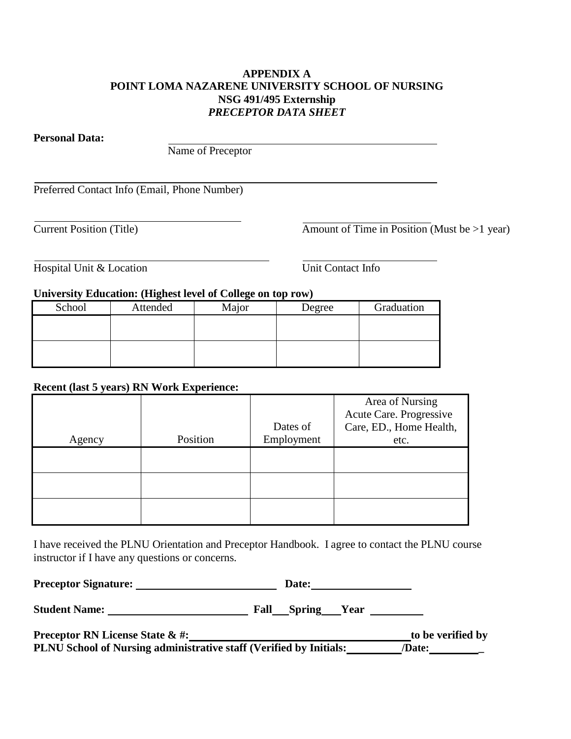**APPENDIX A**
**POINT LOMA NAZARENE UNIVERSITY SCHOOL OF NURSING**
**NSG 491/495 Externship**
***PRECEPTOR DATA SHEET***

**Personal Data:** ______________________________________________
Name of Preceptor

______________________________________________________________
Preferred Contact Info (Email, Phone Number)

______________________________ &nbsp;&nbsp;&nbsp;&nbsp; ____________________
Current Position (Title) &nbsp;&nbsp;&nbsp;&nbsp; Amount of Time in Position (Must be >1 year)

______________________________ &nbsp;&nbsp;&nbsp;&nbsp; ____________________
Hospital Unit & Location &nbsp;&nbsp;&nbsp;&nbsp; Unit Contact Info

**University Education: (Highest level of College on top row)**

| School | Attended | Major | Degree | Graduation |
|---|---|---|---|---|
| | | | | |
| | | | | |

**Recent (last 5 years) RN Work Experience:**

| Agency | Position | Dates of Employment | Area of Nursing Acute Care. Progressive Care, ED., Home Health, etc. |
|---|---|---|---|
| | | | |
| | | | |
| | | | |

I have received the PLNU Orientation and Preceptor Handbook. I agree to contact the PLNU course instructor if I have any questions or concerns.

**Preceptor Signature:** ____________________ **Date:** ______________

**Student Name:** ____________________ **Fall**___**Spring**___**Year** ________

**Preceptor RN License State & #:**______________________________**to be verified by PLNU School of Nursing administrative staff (Verified by Initials:**________**/Date:**________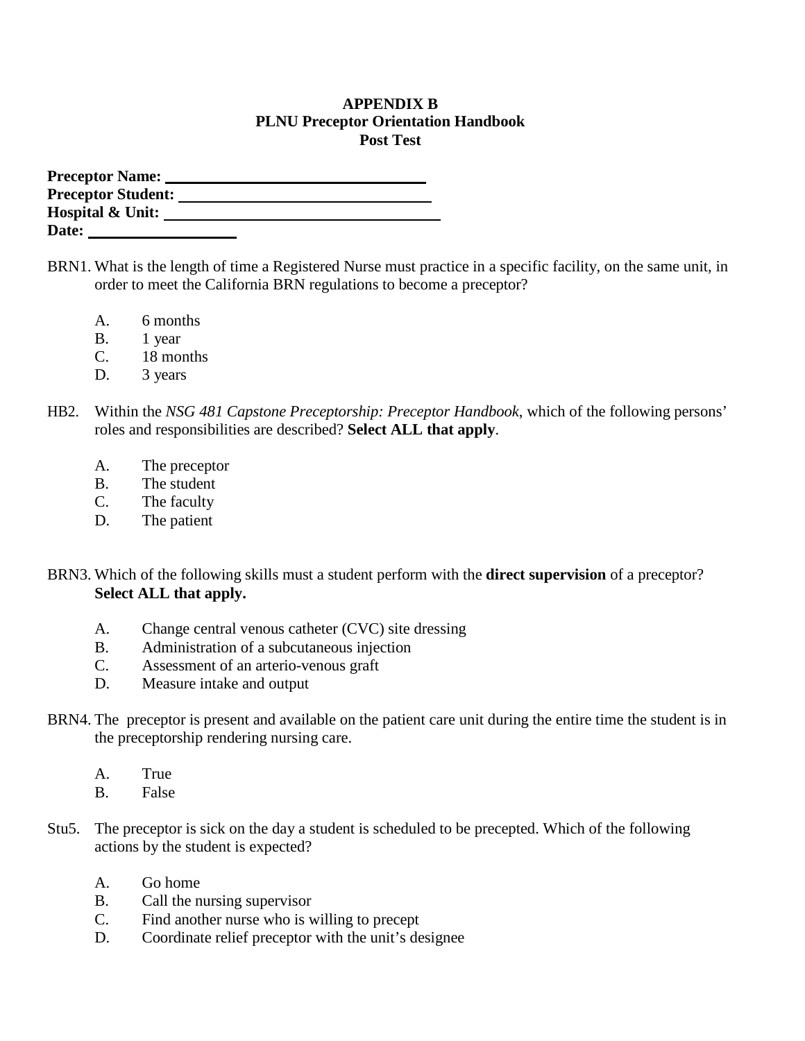**APPENDIX B**
**PLNU Preceptor Orientation Handbook**
**Post Test**

**Preceptor Name:** ________________________________
**Preceptor Student:** ______________________________
**Hospital & Unit:** _________________________________
**Date:** __________________

BRN1. What is the length of time a Registered Nurse must practice in a specific facility, on the same unit, in order to meet the California BRN regulations to become a preceptor?

- A. 6 months
- B. 1 year
- C. 18 months
- D. 3 years

HB2. Within the *NSG 481 Capstone Preceptorship: Preceptor Handbook*, which of the following persons' roles and responsibilities are described? **Select ALL that apply**.

- A. The preceptor
- B. The student
- C. The faculty
- D. The patient

BRN3. Which of the following skills must a student perform with the **direct supervision** of a preceptor? **Select ALL that apply.**

- A. Change central venous catheter (CVC) site dressing
- B. Administration of a subcutaneous injection
- C. Assessment of an arterio-venous graft
- D. Measure intake and output

BRN4. The preceptor is present and available on the patient care unit during the entire time the student is in the preceptorship rendering nursing care.

- A. True
- B. False

Stu5. The preceptor is sick on the day a student is scheduled to be precepted. Which of the following actions by the student is expected?

- A. Go home
- B. Call the nursing supervisor
- C. Find another nurse who is willing to precept
- D. Coordinate relief preceptor with the unit's designee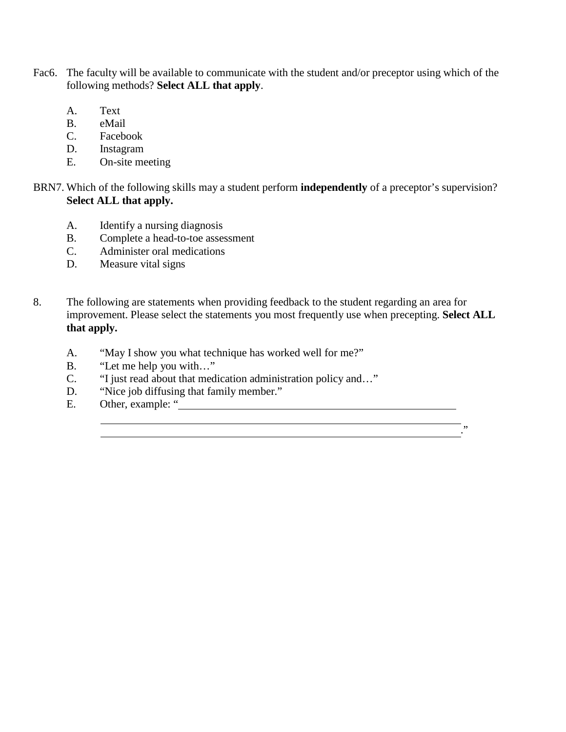Fac6. The faculty will be available to communicate with the student and/or preceptor using which of the following methods? **Select ALL that apply**.

A. Text
B. eMail
C. Facebook
D. Instagram
E. On-site meeting

BRN7. Which of the following skills may a student perform **independently** of a preceptor's supervision? **Select ALL that apply.**

A. Identify a nursing diagnosis
B. Complete a head-to-toe assessment
C. Administer oral medications
D. Measure vital signs

8. The following are statements when providing feedback to the student regarding an area for improvement. Please select the statements you most frequently use when precepting. **Select ALL that apply.**

A. "May I show you what technique has worked well for me?"
B. "Let me help you with…"
C. "I just read about that medication administration policy and…"
D. "Nice job diffusing that family member."
E. Other, example: "______________________________________________________
______________________________________________________________
______________________________________________________________."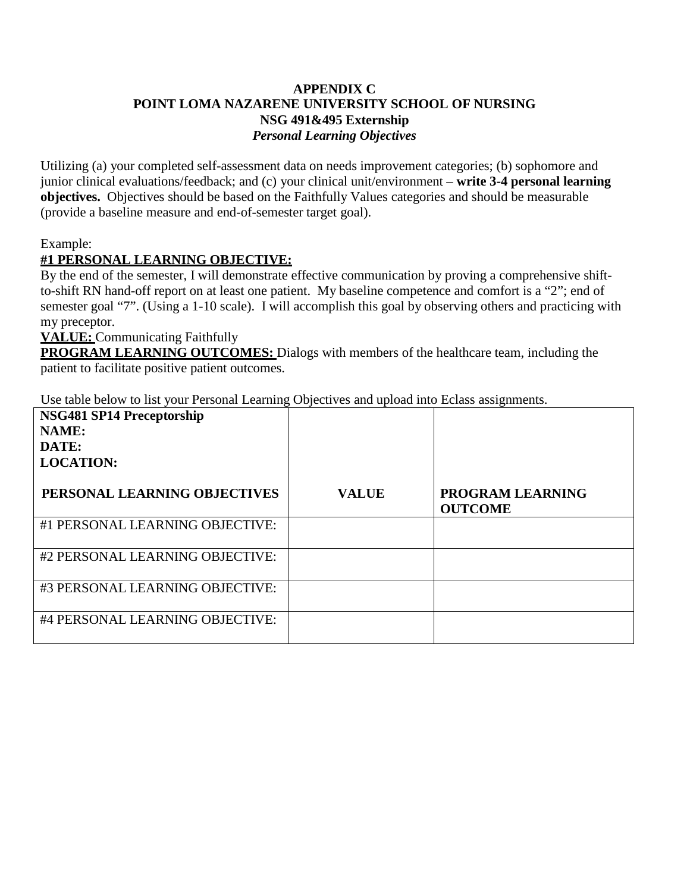**APPENDIX C**
**POINT LOMA NAZARENE UNIVERSITY SCHOOL OF NURSING**
**NSG 491&495 Externship**
***Personal Learning Objectives***

Utilizing (a) your completed self-assessment data on needs improvement categories; (b) sophomore and junior clinical evaluations/feedback; and (c) your clinical unit/environment – **write 3-4 personal learning objectives.** Objectives should be based on the Faithfully Values categories and should be measurable (provide a baseline measure and end-of-semester target goal).

Example:

**#1 PERSONAL LEARNING OBJECTIVE:**

By the end of the semester, I will demonstrate effective communication by proving a comprehensive shift-to-shift RN hand-off report on at least one patient. My baseline competence and comfort is a "2"; end of semester goal "7". (Using a 1-10 scale). I will accomplish this goal by observing others and practicing with my preceptor.

**VALUE:** Communicating Faithfully

**PROGRAM LEARNING OUTCOMES:** Dialogs with members of the healthcare team, including the patient to facilitate positive patient outcomes.

Use table below to list your Personal Learning Objectives and upload into Eclass assignments.

| **NSG481 SP14 Preceptorship**<br>**NAME:**<br>**DATE:**<br>**LOCATION:**<br><br>**PERSONAL LEARNING OBJECTIVES** | **VALUE** | **PROGRAM LEARNING OUTCOME** |
|---|---|---|
| #1 PERSONAL LEARNING OBJECTIVE: | | |
| #2 PERSONAL LEARNING OBJECTIVE: | | |
| #3 PERSONAL LEARNING OBJECTIVE: | | |
| #4 PERSONAL LEARNING OBJECTIVE: | | |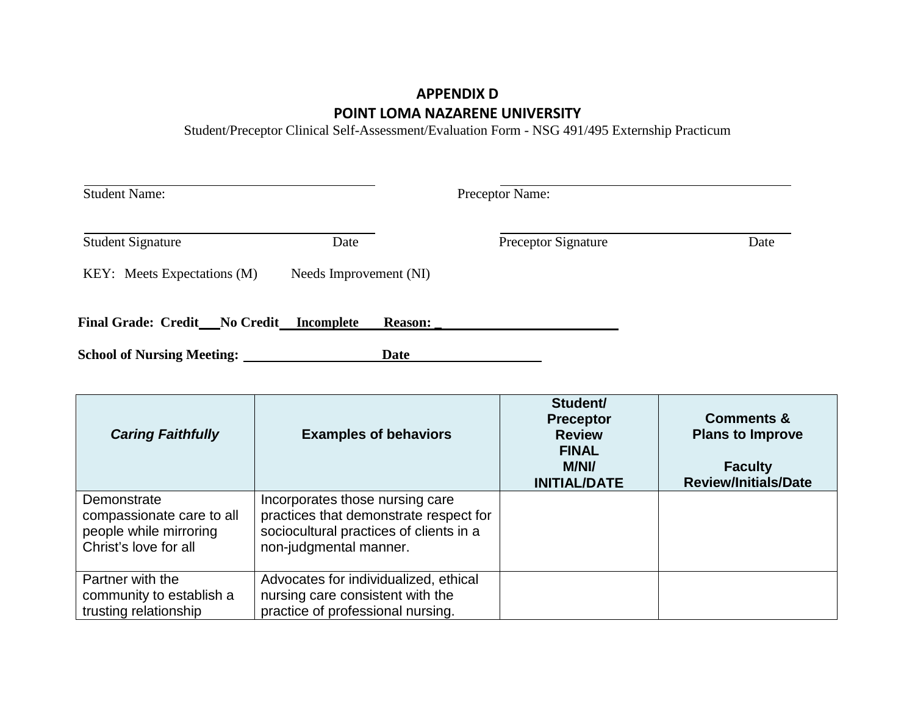**APPENDIX D**

**POINT LOMA NAZARENE UNIVERSITY**

Student/Preceptor Clinical Self-Assessment/Evaluation Form - NSG 491/495 Externship Practicum

Student Name: ______________________ Preceptor Name: ______________________

Student Signature ______________ Date ______ Preceptor Signature ______________ Date ______

KEY: Meets Expectations (M) Needs Improvement (NI)

**Final Grade: Credit___ No Credit___ Incomplete___ Reason: ______________________**

**School of Nursing Meeting: ______________ Date ______________**

| ***Caring Faithfully*** | **Examples of behaviors** | **Student/ Preceptor Review FINAL M/NI/ INITIAL/DATE** | **Comments & Plans to Improve**<br><br>**Faculty Review/Initials/Date** |
|---|---|---|---|
| Demonstrate compassionate care to all people while mirroring Christ's love for all | Incorporates those nursing care practices that demonstrate respect for sociocultural practices of clients in a non-judgmental manner. | | |
| Partner with the community to establish a trusting relationship | Advocates for individualized, ethical nursing care consistent with the practice of professional nursing. | | |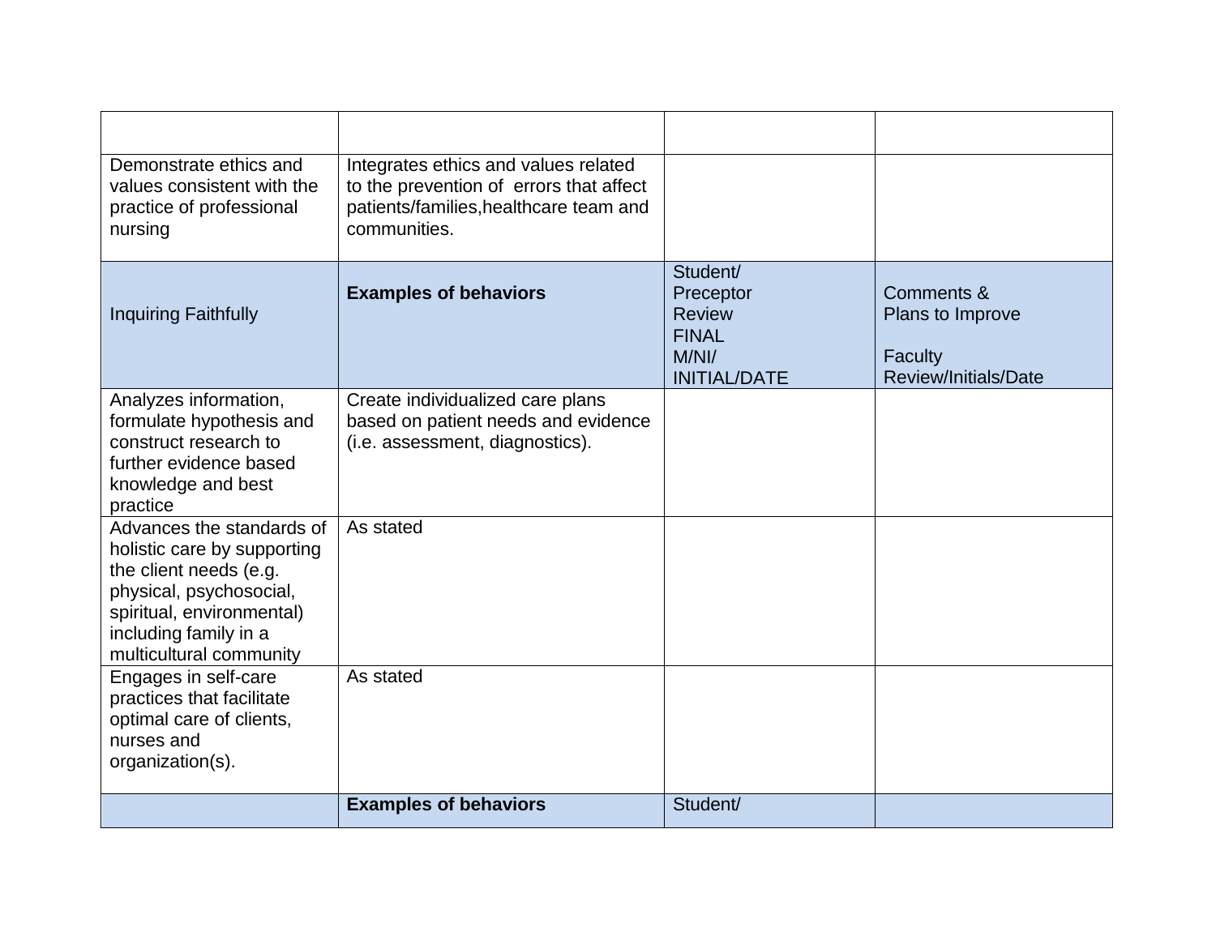| | | | |
|---|---|---|---|
| Demonstrate ethics and values consistent with the practice of professional nursing | Integrates ethics and values related to the prevention of errors that affect patients/families,healthcare team and communities. | | |
| Inquiring Faithfully | **Examples of behaviors** | Student/ Preceptor Review FINAL M/NI/ INITIAL/DATE | Comments & Plans to Improve<br><br>Faculty Review/Initials/Date |
| Analyzes information, formulate hypothesis and construct research to further evidence based knowledge and best practice | Create individualized care plans based on patient needs and evidence (i.e. assessment, diagnostics). | | |
| Advances the standards of holistic care by supporting the client needs (e.g. physical, psychosocial, spiritual, environmental) including family in a multicultural community | As stated | | |
| Engages in self-care practices that facilitate optimal care of clients, nurses and organization(s). | As stated | | |
| | **Examples of behaviors** | Student/ | |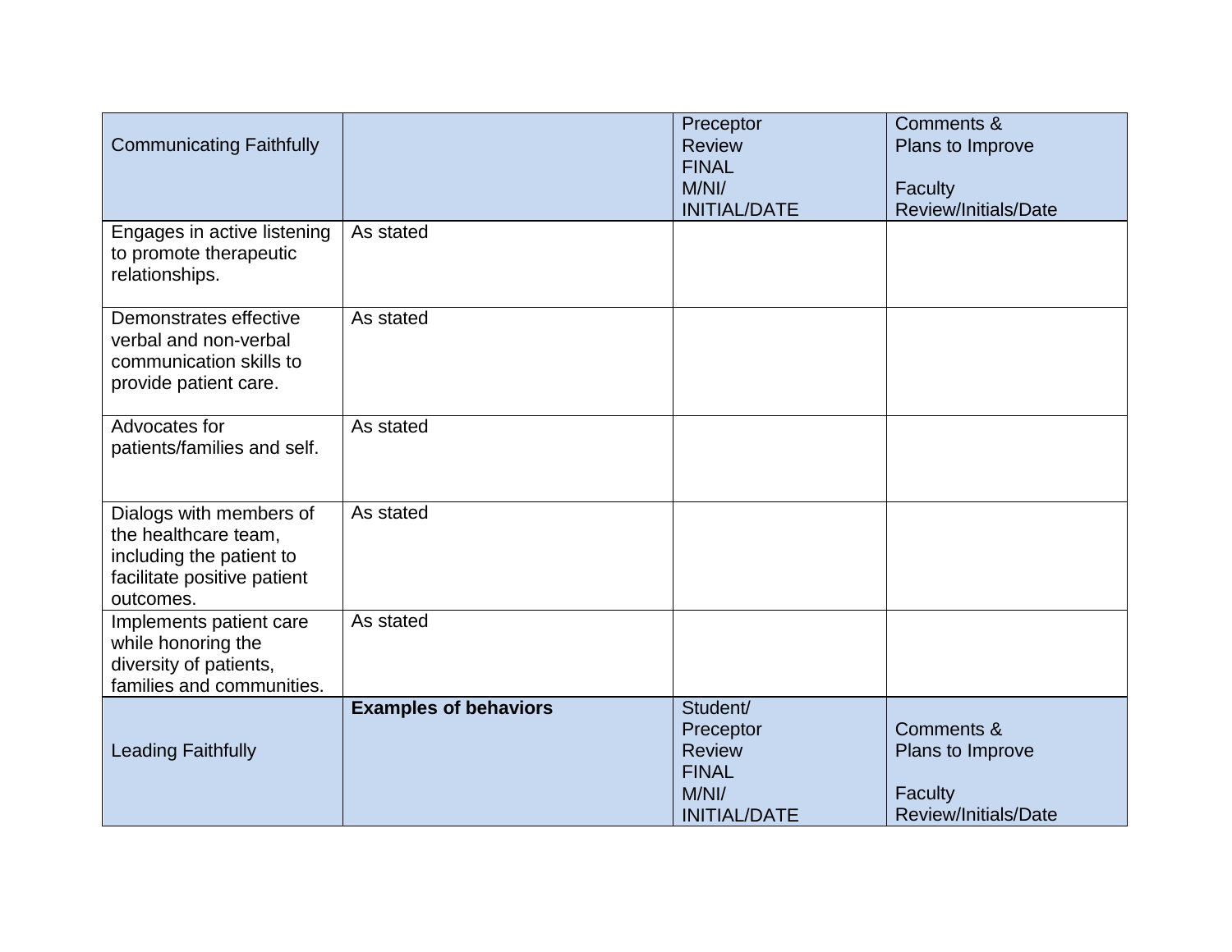| Communicating Faithfully | | Preceptor Review FINAL M/NI/ INITIAL/DATE | Comments & Plans to Improve<br><br>Faculty Review/Initials/Date |
|---|---|---|---|
| Engages in active listening to promote therapeutic relationships. | As stated | | |
| Demonstrates effective verbal and non-verbal communication skills to provide patient care. | As stated | | |
| Advocates for patients/families and self. | As stated | | |
| Dialogs with members of the healthcare team, including the patient to facilitate positive patient outcomes. | As stated | | |
| Implements patient care while honoring the diversity of patients, families and communities. | As stated | | |
| Leading Faithfully | **Examples of behaviors** | Student/ Preceptor Review FINAL M/NI/ INITIAL/DATE | Comments & Plans to Improve<br><br>Faculty Review/Initials/Date |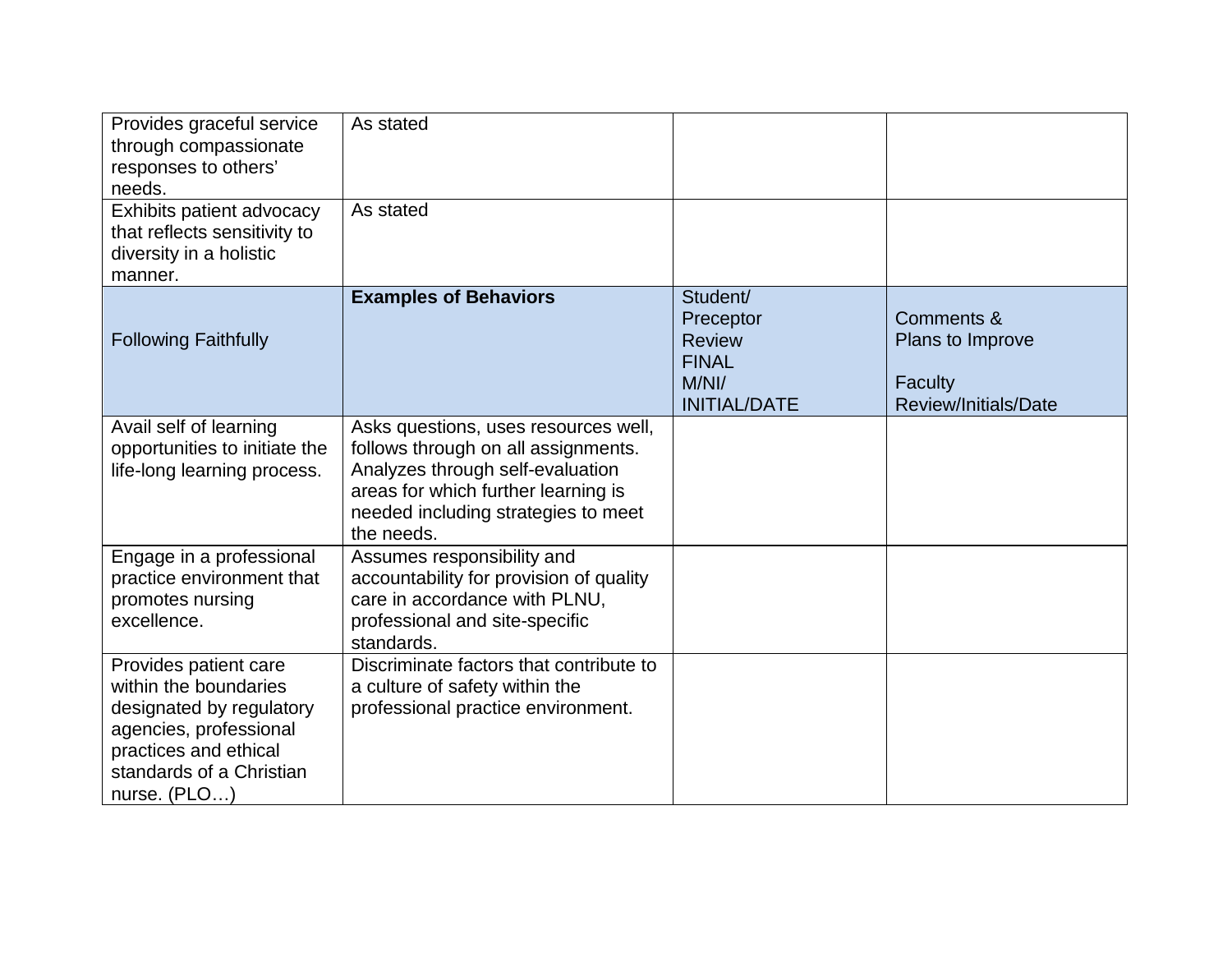| Provides graceful service through compassionate responses to others' needs. | As stated | | |
|---|---|---|---|
| Exhibits patient advocacy that reflects sensitivity to diversity in a holistic manner. | As stated | | |
| Following Faithfully | **Examples of Behaviors** | Student/ Preceptor Review FINAL M/NI/ INITIAL/DATE | Comments & Plans to Improve<br><br>Faculty Review/Initials/Date |
| Avail self of learning opportunities to initiate the life-long learning process. | Asks questions, uses resources well, follows through on all assignments. Analyzes through self-evaluation areas for which further learning is needed including strategies to meet the needs. | | |
| Engage in a professional practice environment that promotes nursing excellence. | Assumes responsibility and accountability for provision of quality care in accordance with PLNU, professional and site-specific standards. | | |
| Provides patient care within the boundaries designated by regulatory agencies, professional practices and ethical standards of a Christian nurse. (PLO…) | Discriminate factors that contribute to a culture of safety within the professional practice environment. | | |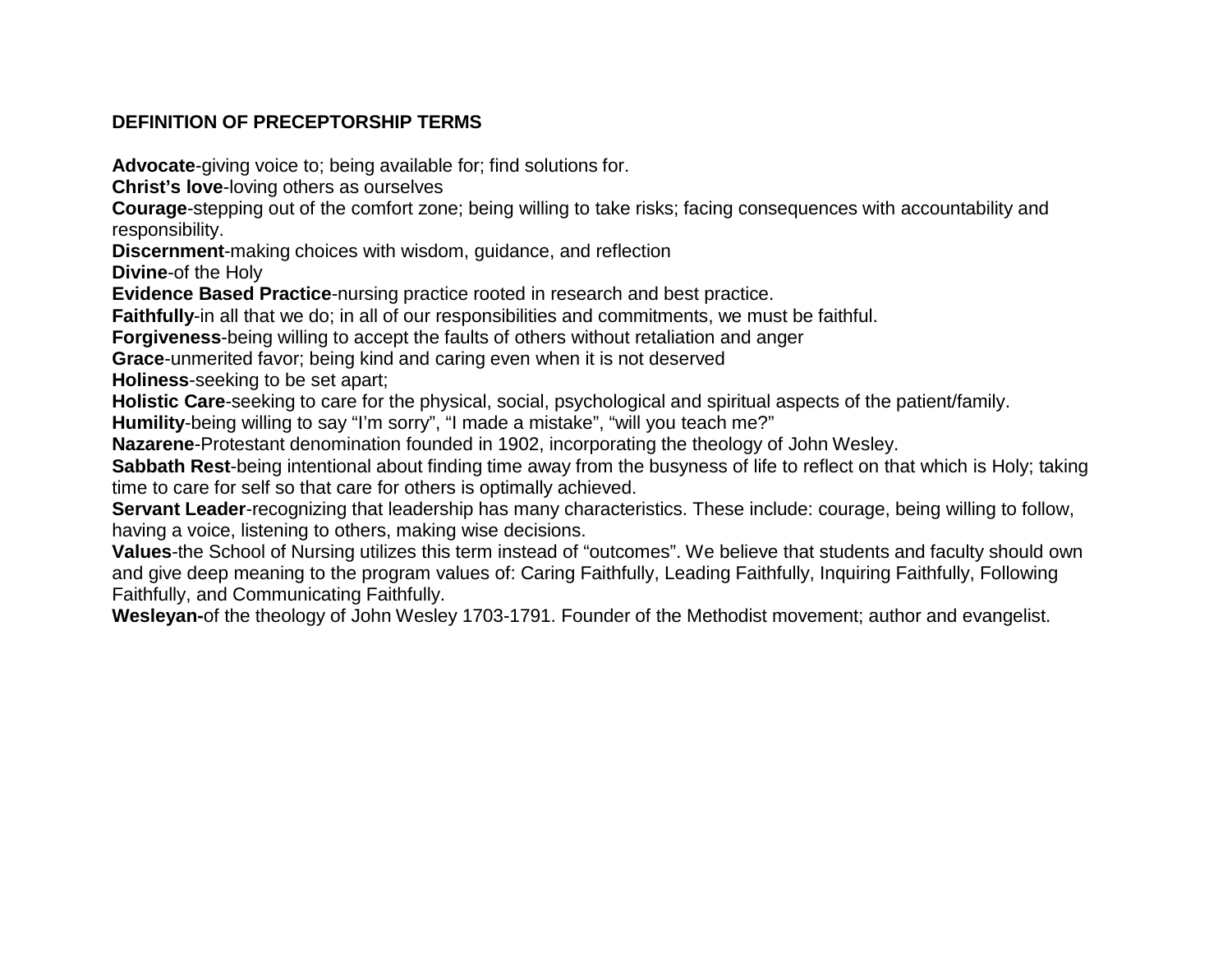## DEFINITION OF PRECEPTORSHIP TERMS

**Advocate**-giving voice to; being available for; find solutions for.
**Christ's love**-loving others as ourselves
**Courage**-stepping out of the comfort zone; being willing to take risks; facing consequences with accountability and responsibility.
**Discernment**-making choices with wisdom, guidance, and reflection
**Divine**-of the Holy
**Evidence Based Practice**-nursing practice rooted in research and best practice.
**Faithfully**-in all that we do; in all of our responsibilities and commitments, we must be faithful.
**Forgiveness**-being willing to accept the faults of others without retaliation and anger
**Grace**-unmerited favor; being kind and caring even when it is not deserved
**Holiness**-seeking to be set apart;
**Holistic Care**-seeking to care for the physical, social, psychological and spiritual aspects of the patient/family.
**Humility**-being willing to say "I'm sorry", "I made a mistake", "will you teach me?"
**Nazarene**-Protestant denomination founded in 1902, incorporating the theology of John Wesley.
**Sabbath Rest**-being intentional about finding time away from the busyness of life to reflect on that which is Holy; taking time to care for self so that care for others is optimally achieved.
**Servant Leader**-recognizing that leadership has many characteristics. These include: courage, being willing to follow, having a voice, listening to others, making wise decisions.
**Values**-the School of Nursing utilizes this term instead of "outcomes". We believe that students and faculty should own and give deep meaning to the program values of: Caring Faithfully, Leading Faithfully, Inquiring Faithfully, Following Faithfully, and Communicating Faithfully.
**Wesleyan-**of the theology of John Wesley 1703-1791. Founder of the Methodist movement; author and evangelist.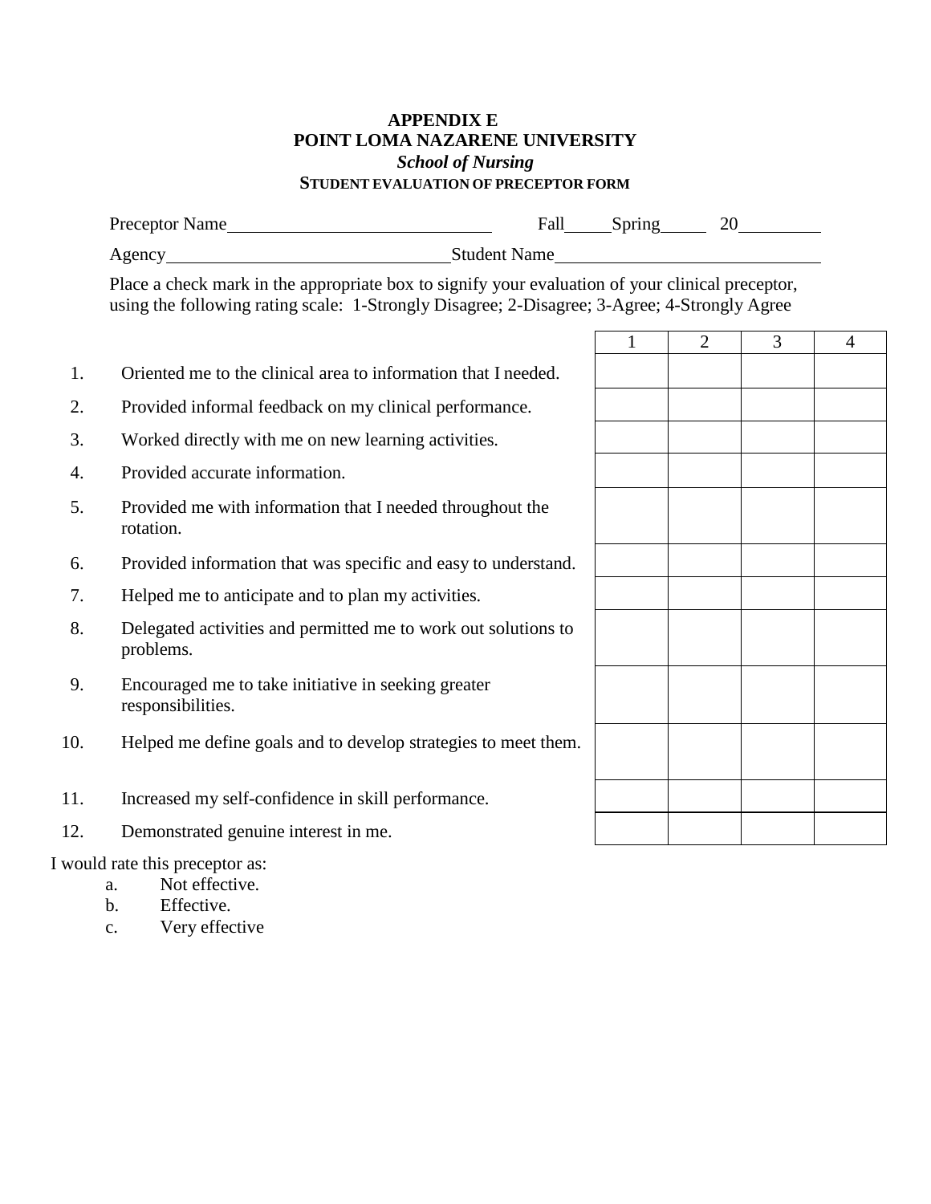# APPENDIX E
# POINT LOMA NAZARENE UNIVERSITY
### *School of Nursing*
### STUDENT EVALUATION OF PRECEPTOR FORM

Preceptor Name\_\_\_\_\_\_\_\_\_\_\_\_\_\_\_\_\_\_\_\_\_\_\_\_\_\_\_\_\_\_ Fall\_\_\_\_\_Spring\_\_\_\_\_ 20\_\_\_\_\_\_\_\_\_

Agency\_\_\_\_\_\_\_\_\_\_\_\_\_\_\_\_\_\_\_\_\_\_\_\_\_\_\_\_\_\_\_\_Student Name\_\_\_\_\_\_\_\_\_\_\_\_\_\_\_\_\_\_\_\_\_\_\_\_\_\_\_\_\_\_

Place a check mark in the appropriate box to signify your evaluation of your clinical preceptor, using the following rating scale: 1-Strongly Disagree; 2-Disagree; 3-Agree; 4-Strongly Agree

| | | 1 | 2 | 3 | 4 |
|---|---|---|---|---|---|
| 1. | Oriented me to the clinical area to information that I needed. | | | | |
| 2. | Provided informal feedback on my clinical performance. | | | | |
| 3. | Worked directly with me on new learning activities. | | | | |
| 4. | Provided accurate information. | | | | |
| 5. | Provided me with information that I needed throughout the rotation. | | | | |
| 6. | Provided information that was specific and easy to understand. | | | | |
| 7. | Helped me to anticipate and to plan my activities. | | | | |
| 8. | Delegated activities and permitted me to work out solutions to problems. | | | | |
| 9. | Encouraged me to take initiative in seeking greater responsibilities. | | | | |
| 10. | Helped me define goals and to develop strategies to meet them. | | | | |
| 11. | Increased my self-confidence in skill performance. | | | | |
| 12. | Demonstrated genuine interest in me. | | | | |

I would rate this preceptor as:

- a. Not effective.
- b. Effective.
- c. Very effective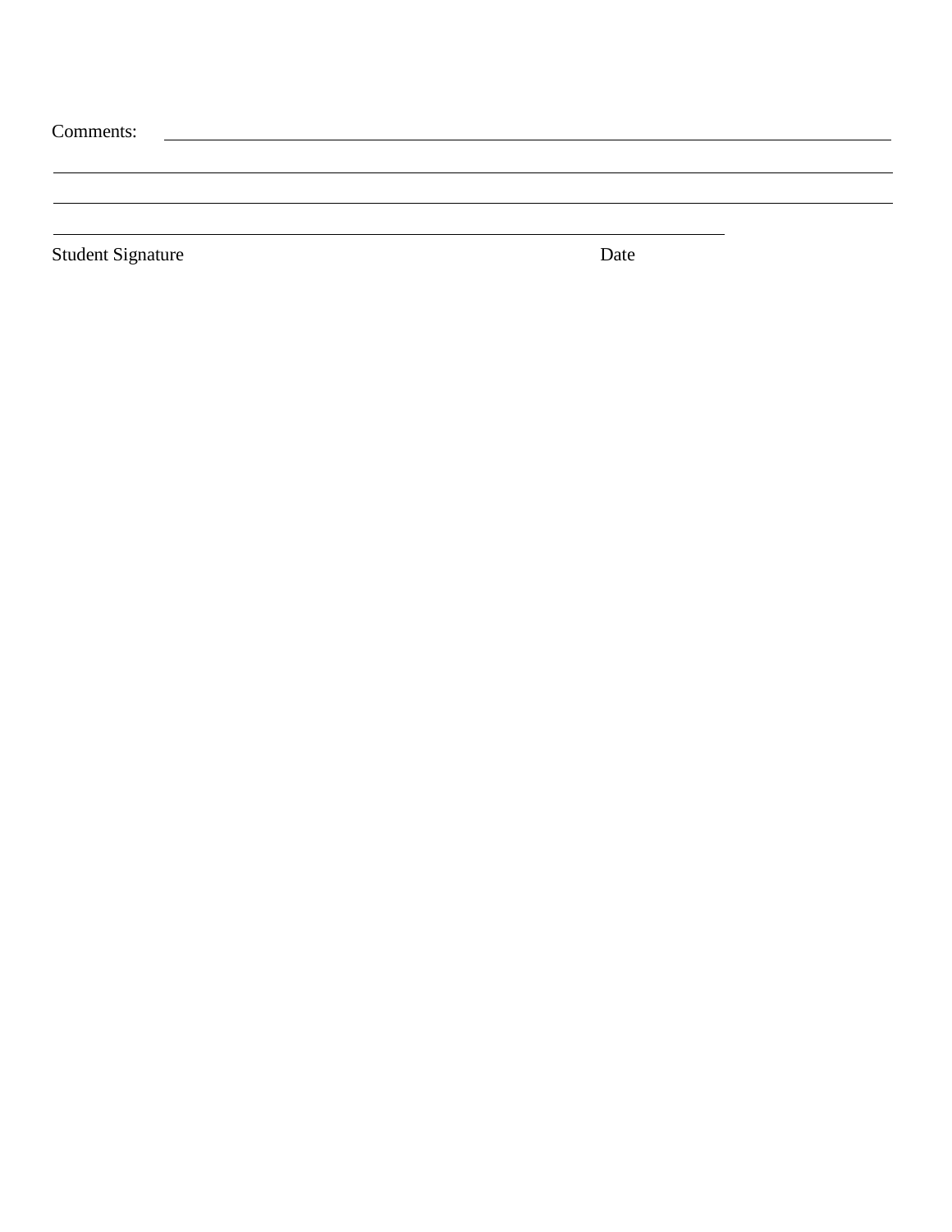Comments: ______________________________________________________________________________

______________________________________________________________________________________

______________________________________________________________________________________

______________________________________________________________________

Student Signature                                                                                    Date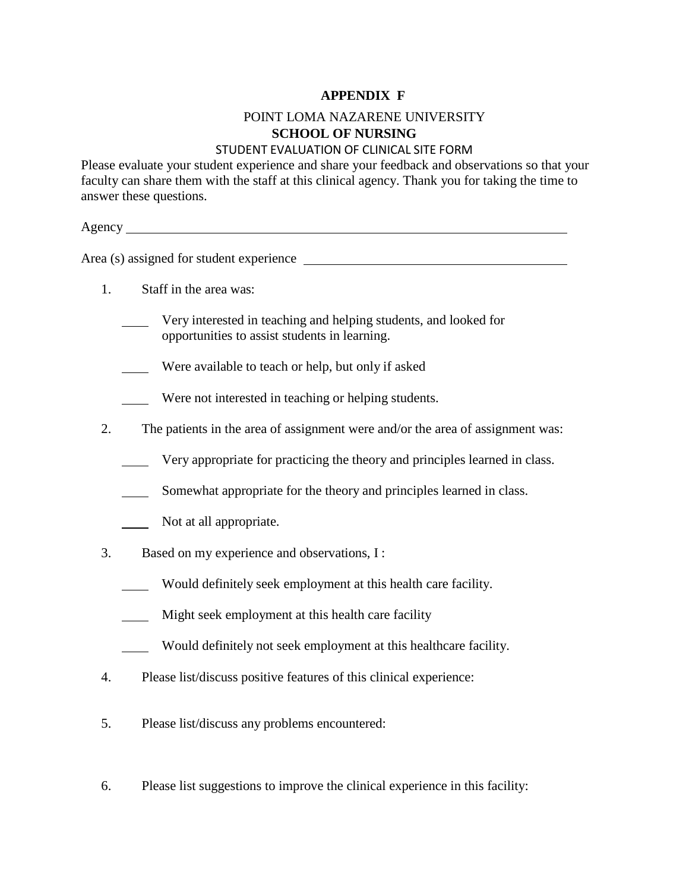**APPENDIX F**

POINT LOMA NAZARENE UNIVERSITY

**SCHOOL OF NURSING**

STUDENT EVALUATION OF CLINICAL SITE FORM

Please evaluate your student experience and share your feedback and observations so that your faculty can share them with the staff at this clinical agency. Thank you for taking the time to answer these questions.

Agency ____________________________________________________________

Area (s) assigned for student experience ________________________________

1. Staff in the area was:

   ____ Very interested in teaching and helping students, and looked for opportunities to assist students in learning.

   ____ Were available to teach or help, but only if asked

   ____ Were not interested in teaching or helping students.

2. The patients in the area of assignment were and/or the area of assignment was:

   ____ Very appropriate for practicing the theory and principles learned in class.

   ____ Somewhat appropriate for the theory and principles learned in class.

   ____ Not at all appropriate.

3. Based on my experience and observations, I :

   ____ Would definitely seek employment at this health care facility.

   ____ Might seek employment at this health care facility

   ____ Would definitely not seek employment at this healthcare facility.

4. Please list/discuss positive features of this clinical experience:

5. Please list/discuss any problems encountered:

6. Please list suggestions to improve the clinical experience in this facility: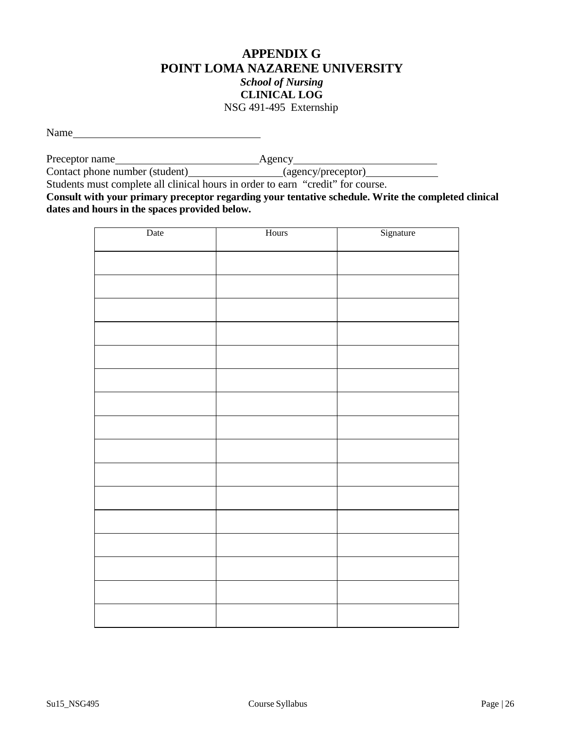# APPENDIX G
# POINT LOMA NAZARENE UNIVERSITY

***School of Nursing***

**CLINICAL LOG**

NSG 491-495 Externship

Name\_\_\_\_\_\_\_\_\_\_\_\_\_\_\_\_\_\_\_\_\_\_\_\_\_\_\_\_\_\_\_\_\_\_

Preceptor name\_\_\_\_\_\_\_\_\_\_\_\_\_\_\_\_\_\_\_\_\_\_\_\_\_\_Agency\_\_\_\_\_\_\_\_\_\_\_\_\_\_\_\_\_\_\_\_\_\_\_\_\_\_
Contact phone number (student)\_\_\_\_\_\_\_\_\_\_\_\_\_\_\_\_(agency/preceptor)\_\_\_\_\_\_\_\_\_\_\_\_\_
Students must complete all clinical hours in order to earn "credit" for course.
**Consult with your primary preceptor regarding your tentative schedule. Write the completed clinical dates and hours in the spaces provided below.**

| Date | Hours | Signature |
|---|---|---|
| | | |
| | | |
| | | |
| | | |
| | | |
| | | |
| | | |
| | | |
| | | |
| | | |
| | | |
| | | |
| | | |
| | | |
| | | |
| | | |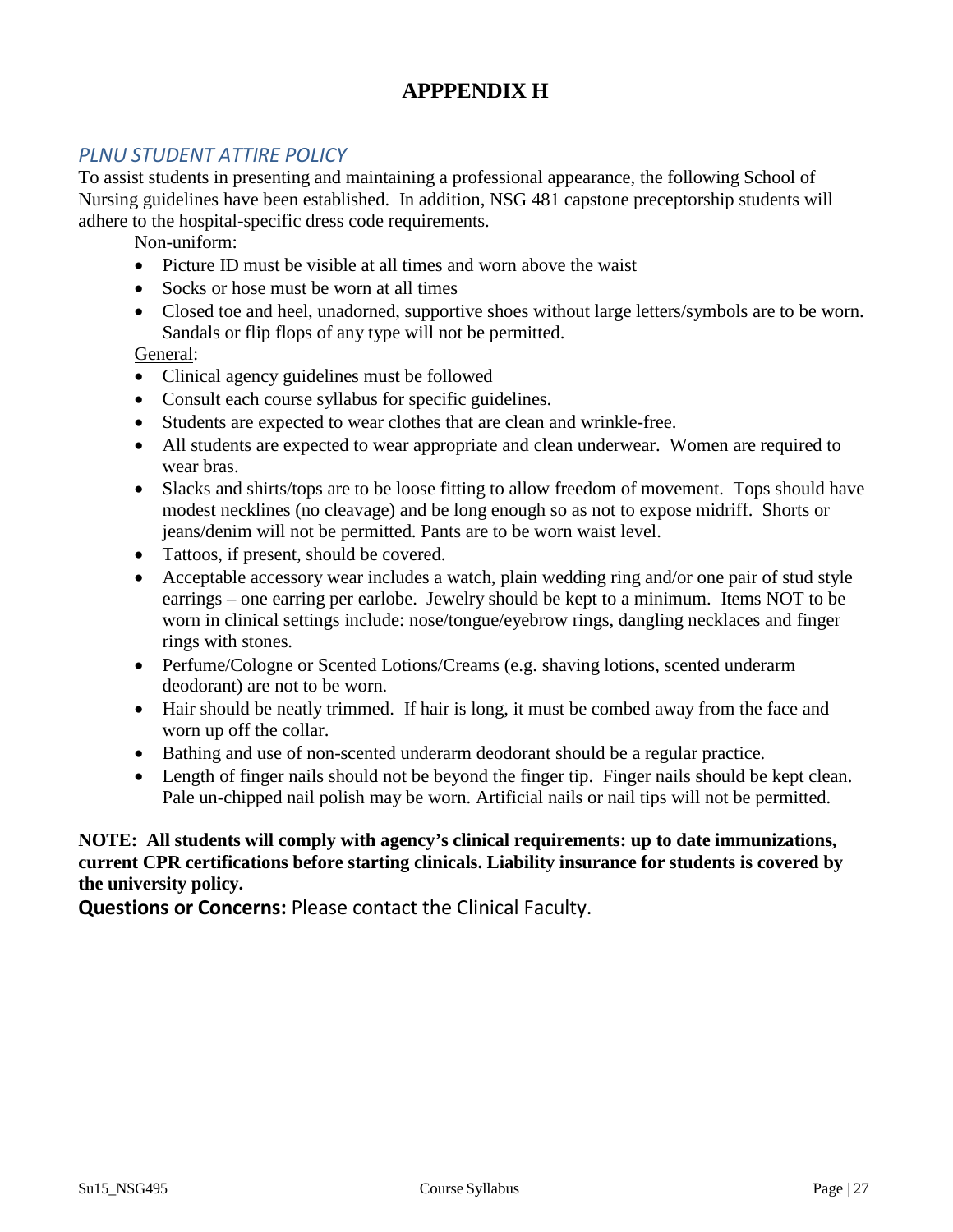# APPPENDIX H

## *PLNU STUDENT ATTIRE POLICY*

To assist students in presenting and maintaining a professional appearance, the following School of Nursing guidelines have been established. In addition, NSG 481 capstone preceptorship students will adhere to the hospital-specific dress code requirements.

Non-uniform:

- Picture ID must be visible at all times and worn above the waist
- Socks or hose must be worn at all times
- Closed toe and heel, unadorned, supportive shoes without large letters/symbols are to be worn. Sandals or flip flops of any type will not be permitted.

General:

- Clinical agency guidelines must be followed
- Consult each course syllabus for specific guidelines.
- Students are expected to wear clothes that are clean and wrinkle-free.
- All students are expected to wear appropriate and clean underwear. Women are required to wear bras.
- Slacks and shirts/tops are to be loose fitting to allow freedom of movement. Tops should have modest necklines (no cleavage) and be long enough so as not to expose midriff. Shorts or jeans/denim will not be permitted. Pants are to be worn waist level.
- Tattoos, if present, should be covered.
- Acceptable accessory wear includes a watch, plain wedding ring and/or one pair of stud style earrings – one earring per earlobe. Jewelry should be kept to a minimum. Items NOT to be worn in clinical settings include: nose/tongue/eyebrow rings, dangling necklaces and finger rings with stones.
- Perfume/Cologne or Scented Lotions/Creams (e.g. shaving lotions, scented underarm deodorant) are not to be worn.
- Hair should be neatly trimmed. If hair is long, it must be combed away from the face and worn up off the collar.
- Bathing and use of non-scented underarm deodorant should be a regular practice.
- Length of finger nails should not be beyond the finger tip. Finger nails should be kept clean. Pale un-chipped nail polish may be worn. Artificial nails or nail tips will not be permitted.

**NOTE: All students will comply with agency's clinical requirements: up to date immunizations, current CPR certifications before starting clinicals. Liability insurance for students is covered by the university policy.**

**Questions or Concerns:** Please contact the Clinical Faculty.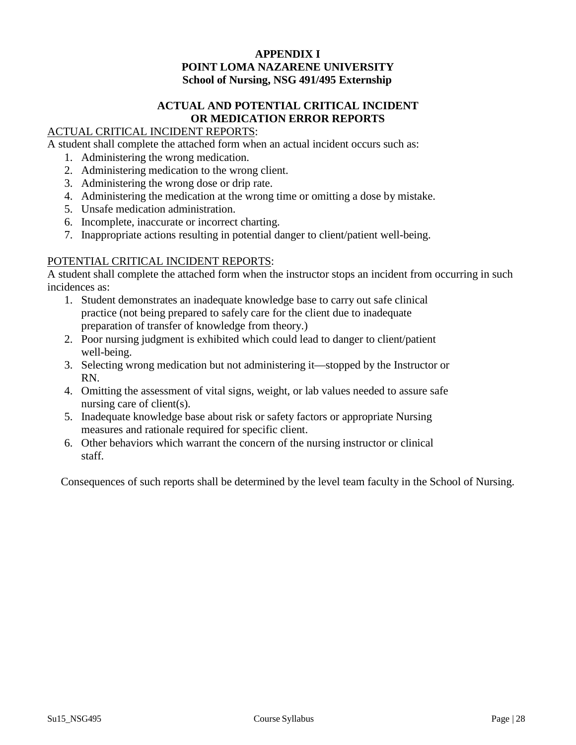# APPENDIX I
# POINT LOMA NAZARENE UNIVERSITY
## School of Nursing, NSG 491/495 Externship

## ACTUAL AND POTENTIAL CRITICAL INCIDENT OR MEDICATION ERROR REPORTS

ACTUAL CRITICAL INCIDENT REPORTS:

A student shall complete the attached form when an actual incident occurs such as:

1. Administering the wrong medication.
2. Administering medication to the wrong client.
3. Administering the wrong dose or drip rate.
4. Administering the medication at the wrong time or omitting a dose by mistake.
5. Unsafe medication administration.
6. Incomplete, inaccurate or incorrect charting.
7. Inappropriate actions resulting in potential danger to client/patient well-being.

POTENTIAL CRITICAL INCIDENT REPORTS:

A student shall complete the attached form when the instructor stops an incident from occurring in such incidences as:

1. Student demonstrates an inadequate knowledge base to carry out safe clinical practice (not being prepared to safely care for the client due to inadequate preparation of transfer of knowledge from theory.)
2. Poor nursing judgment is exhibited which could lead to danger to client/patient well-being.
3. Selecting wrong medication but not administering it—stopped by the Instructor or RN.
4. Omitting the assessment of vital signs, weight, or lab values needed to assure safe nursing care of client(s).
5. Inadequate knowledge base about risk or safety factors or appropriate Nursing measures and rationale required for specific client.
6. Other behaviors which warrant the concern of the nursing instructor or clinical staff.

Consequences of such reports shall be determined by the level team faculty in the School of Nursing.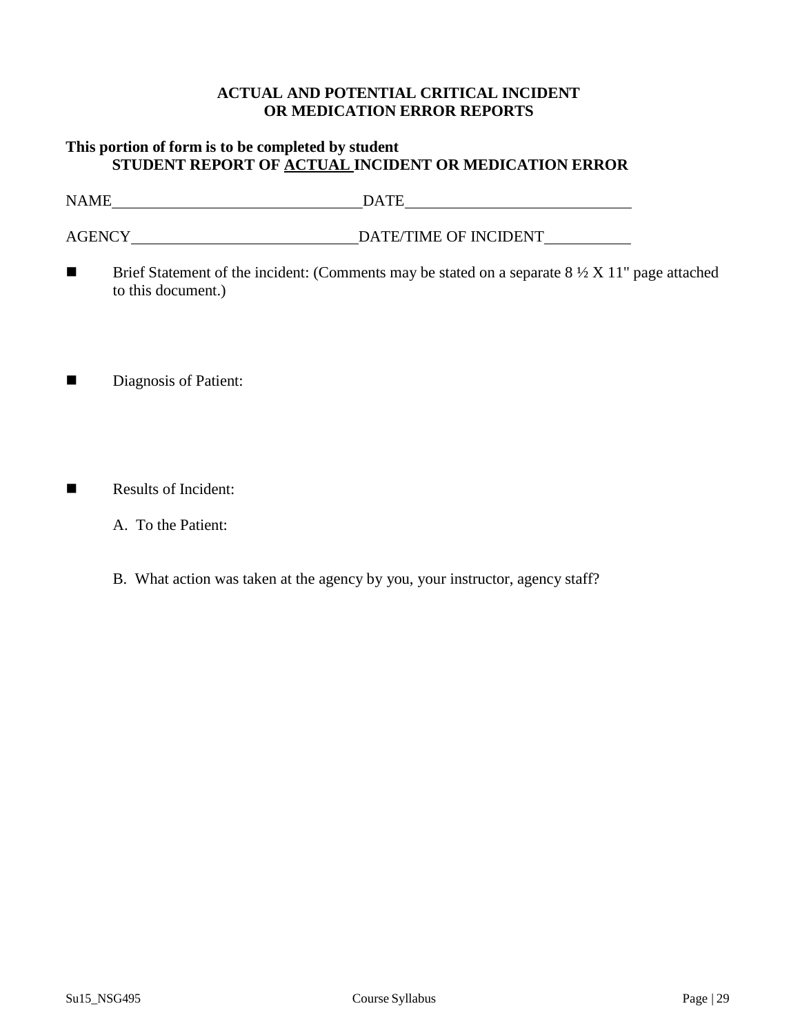**ACTUAL AND POTENTIAL CRITICAL INCIDENT**
**OR MEDICATION ERROR REPORTS**

**This portion of form is to be completed by student**

**STUDENT REPORT OF <u>ACTUAL</u> INCIDENT OR MEDICATION ERROR**

NAME________________________________ DATE______________________________

AGENCY_____________________________ DATE/TIME OF INCIDENT___________

- Brief Statement of the incident: (Comments may be stated on a separate 8 ½ X 11" page attached to this document.)

- Diagnosis of Patient:

- Results of Incident:

  A. To the Patient:

  B. What action was taken at the agency by you, your instructor, agency staff?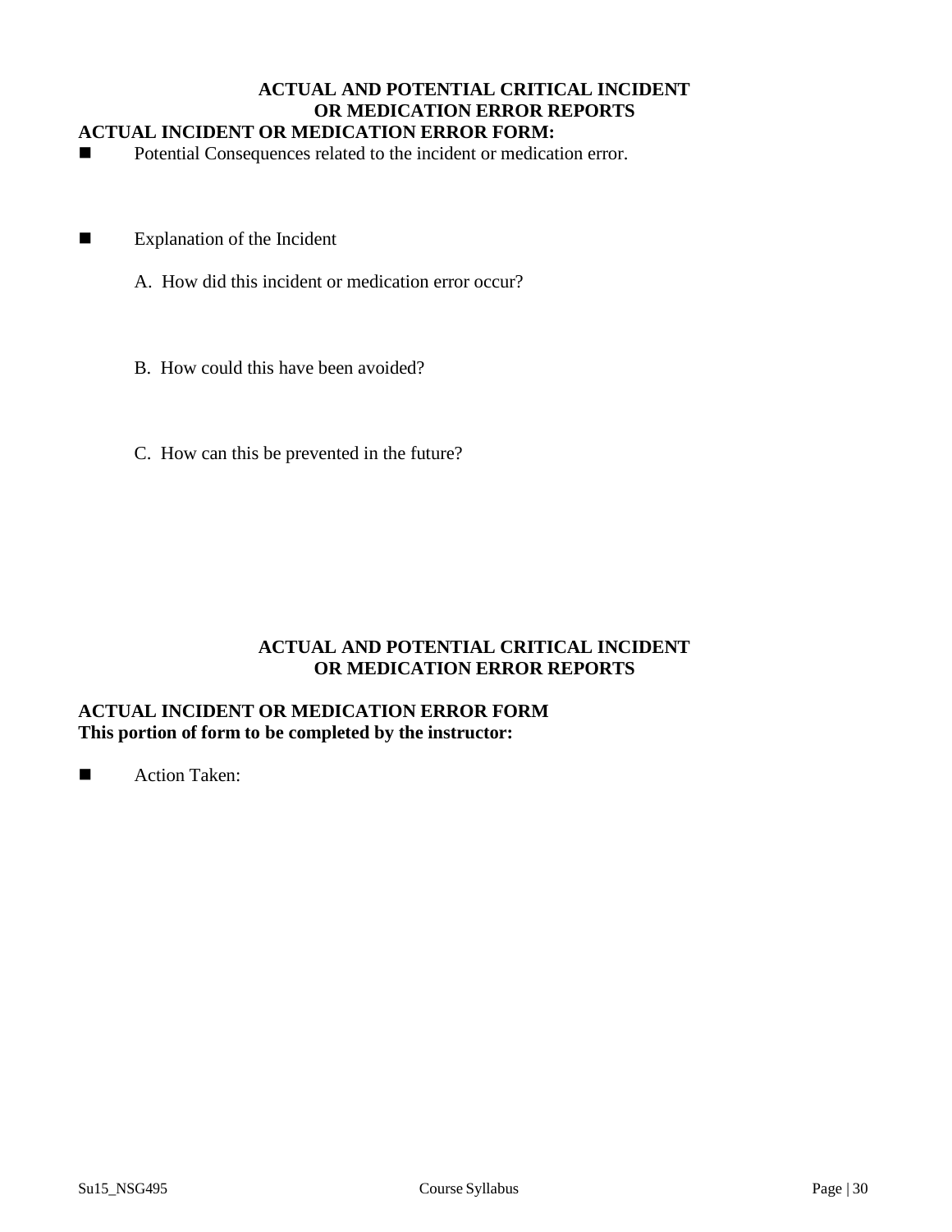## ACTUAL AND POTENTIAL CRITICAL INCIDENT OR MEDICATION ERROR REPORTS

**ACTUAL INCIDENT OR MEDICATION ERROR FORM:**

- Potential Consequences related to the incident or medication error.

- Explanation of the Incident

  A. How did this incident or medication error occur?

  B. How could this have been avoided?

  C. How can this be prevented in the future?

## ACTUAL AND POTENTIAL CRITICAL INCIDENT OR MEDICATION ERROR REPORTS

**ACTUAL INCIDENT OR MEDICATION ERROR FORM**
**This portion of form to be completed by the instructor:**

- Action Taken: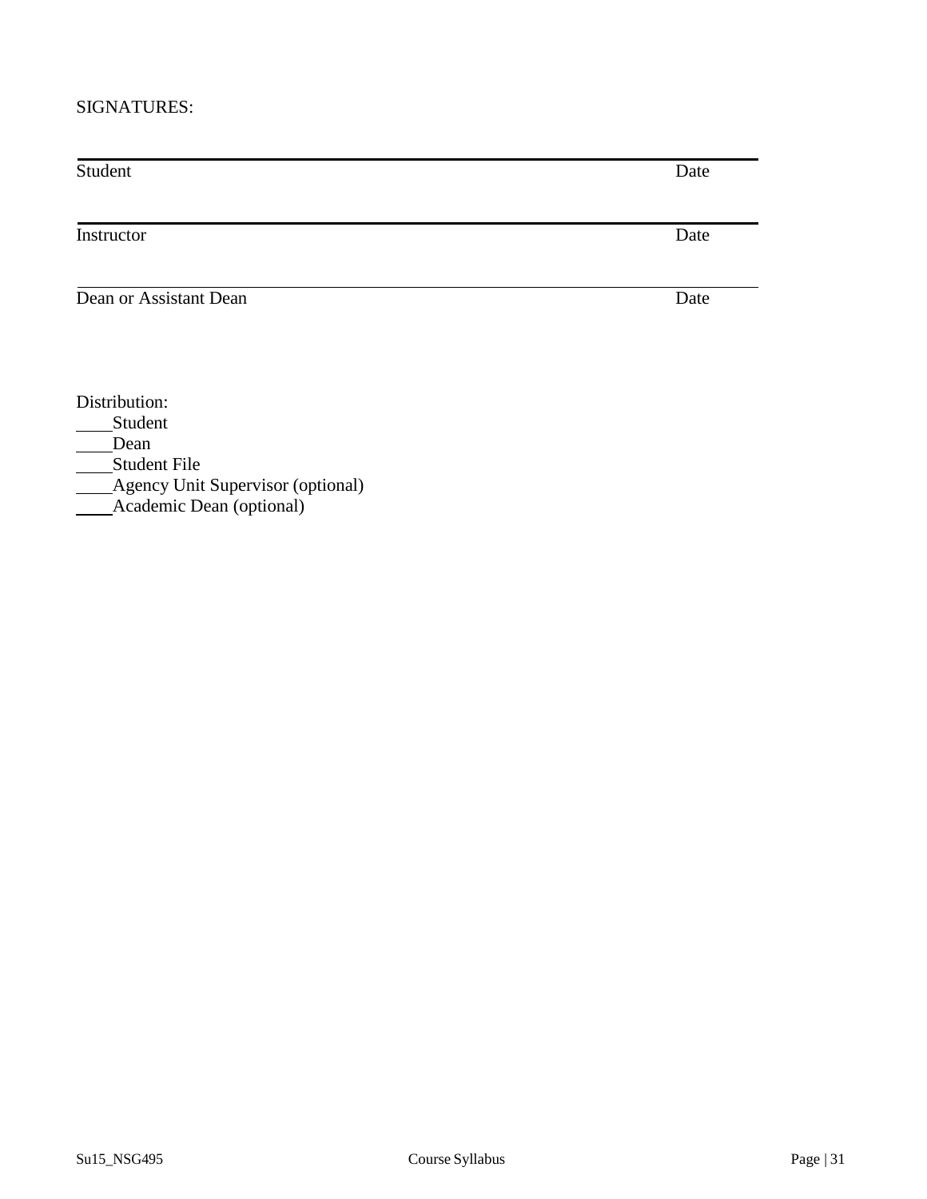SIGNATURES:

______________________________________________________________________
Student Date

______________________________________________________________________
Instructor Date

______________________________________________________________________
Dean or Assistant Dean Date

Distribution:

____Student
____Dean
____Student File
____Agency Unit Supervisor (optional)
____Academic Dean (optional)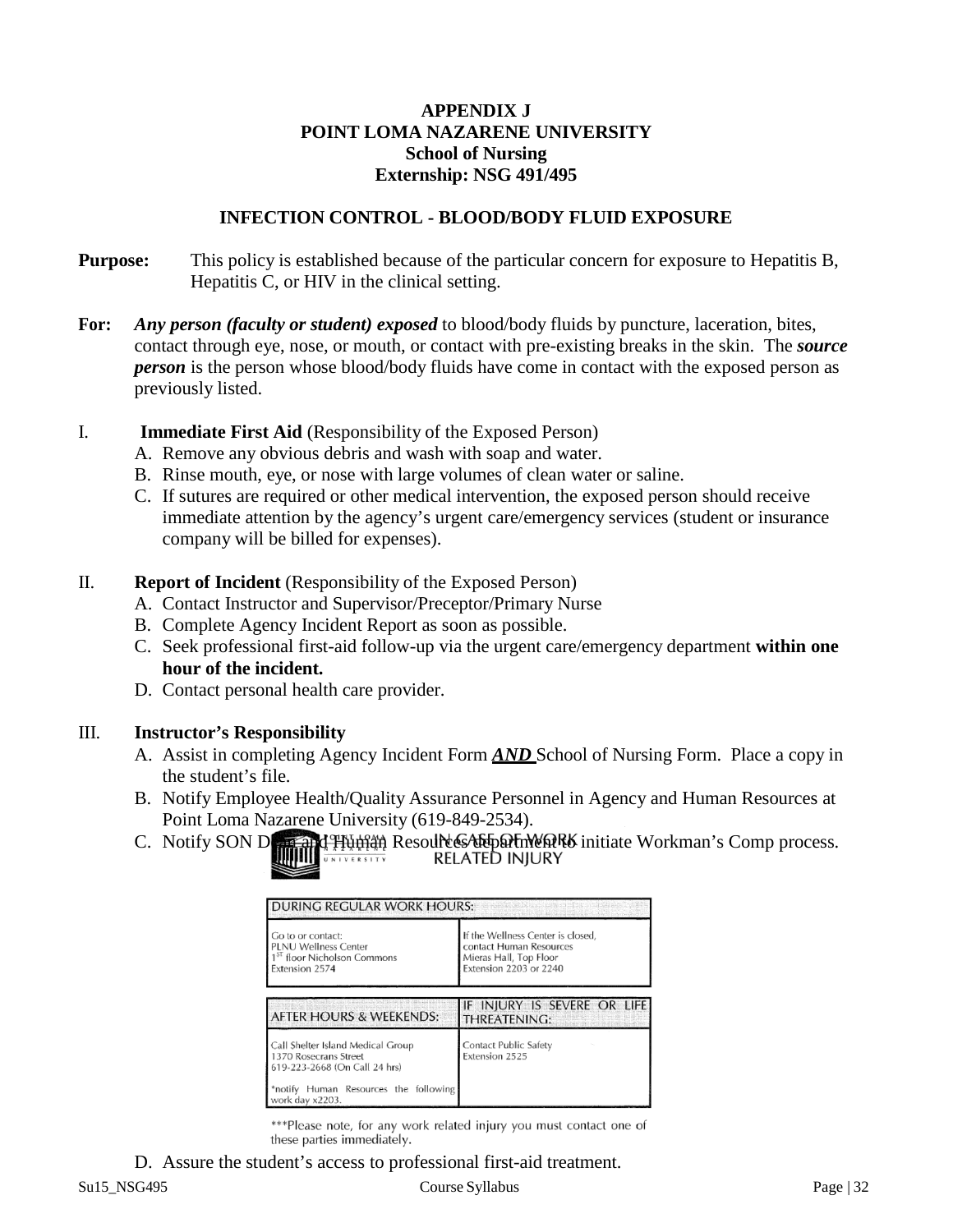**APPENDIX J**
**POINT LOMA NAZARENE UNIVERSITY**
**School of Nursing**
**Externship: NSG 491/495**

**INFECTION CONTROL - BLOOD/BODY FLUID EXPOSURE**

**Purpose:** This policy is established because of the particular concern for exposure to Hepatitis B, Hepatitis C, or HIV in the clinical setting.

**For:** ***Any person (faculty or student) exposed*** to blood/body fluids by puncture, laceration, bites, contact through eye, nose, or mouth, or contact with pre-existing breaks in the skin. The ***source person*** is the person whose blood/body fluids have come in contact with the exposed person as previously listed.

I. **Immediate First Aid** (Responsibility of the Exposed Person)
   A. Remove any obvious debris and wash with soap and water.
   B. Rinse mouth, eye, or nose with large volumes of clean water or saline.
   C. If sutures are required or other medical intervention, the exposed person should receive immediate attention by the agency's urgent care/emergency services (student or insurance company will be billed for expenses).

II. **Report of Incident** (Responsibility of the Exposed Person)
   A. Contact Instructor and Supervisor/Preceptor/Primary Nurse
   B. Complete Agency Incident Report as soon as possible.
   C. Seek professional first-aid follow-up via the urgent care/emergency department **within one hour of the incident.**
   D. Contact personal health care provider.

III. **Instructor's Responsibility**
   A. Assist in completing Agency Incident Form ***AND*** School of Nursing Form. Place a copy in the student's file.
   B. Notify Employee Health/Quality Assurance Personnel in Agency and Human Resources at Point Loma Nazarene University (619-849-2534).
   C. Notify SON Dean and Human Resources department to initiate Workman's Comp process.

POINT LOMA NAZARENE UNIVERSITY — IN CASE OF WORK RELATED INJURY

| DURING REGULAR WORK HOURS: | |
|---|---|
| Go to or contact: PLNU Wellness Center, 1[ST] floor Nicholson Commons, Extension 2574 | If the Wellness Center is closed, contact Human Resources, Mieras Hall, Top Floor, Extension 2203 or 2240 |

| AFTER HOURS & WEEKENDS: | IF INJURY IS SEVERE OR LIFE THREATENING: |
|---|---|
| Call Shelter Island Medical Group, 1370 Rosecrans Street, 619-223-2668 (On Call 24 hrs) *notify Human Resources the following work day x2203. | Contact Public Safety Extension 2525 |

***Please note, for any work related injury you must contact one of these parties immediately.

   D. Assure the student's access to professional first-aid treatment.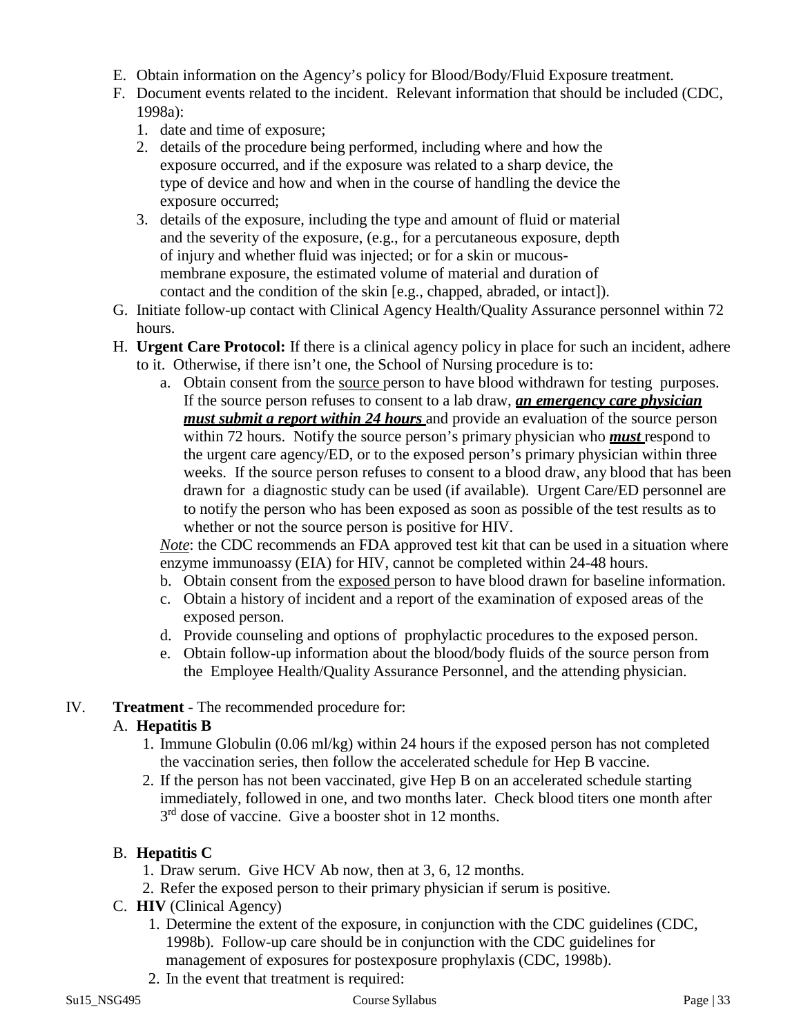E. Obtain information on the Agency's policy for Blood/Body/Fluid Exposure treatment.

F. Document events related to the incident. Relevant information that should be included (CDC, 1998a):
   1. date and time of exposure;
   2. details of the procedure being performed, including where and how the exposure occurred, and if the exposure was related to a sharp device, the type of device and how and when in the course of handling the device the exposure occurred;
   3. details of the exposure, including the type and amount of fluid or material and the severity of the exposure, (e.g., for a percutaneous exposure, depth of injury and whether fluid was injected; or for a skin or mucous-membrane exposure, the estimated volume of material and duration of contact and the condition of the skin [e.g., chapped, abraded, or intact]).

G. Initiate follow-up contact with Clinical Agency Health/Quality Assurance personnel within 72 hours.

H. **Urgent Care Protocol:** If there is a clinical agency policy in place for such an incident, adhere to it. Otherwise, if there isn't one, the School of Nursing procedure is to:
   a. Obtain consent from the <u>source</u> person to have blood withdrawn for testing purposes. If the source person refuses to consent to a lab draw, ***<u>an emergency care physician must submit a report within 24 hours</u>*** and provide an evaluation of the source person within 72 hours. Notify the source person's primary physician who ***<u>must</u>*** respond to the urgent care agency/ED, or to the exposed person's primary physician within three weeks. If the source person refuses to consent to a blood draw, any blood that has been drawn for a diagnostic study can be used (if available). Urgent Care/ED personnel are to notify the person who has been exposed as soon as possible of the test results as to whether or not the source person is positive for HIV.

   *<u>Note</u>*: the CDC recommends an FDA approved test kit that can be used in a situation where enzyme immunoassy (EIA) for HIV, cannot be completed within 24-48 hours.

   b. Obtain consent from the <u>exposed</u> person to have blood drawn for baseline information.
   c. Obtain a history of incident and a report of the examination of exposed areas of the exposed person.
   d. Provide counseling and options of prophylactic procedures to the exposed person.
   e. Obtain follow-up information about the blood/body fluids of the source person from the Employee Health/Quality Assurance Personnel, and the attending physician.

IV. **Treatment** - The recommended procedure for:

A. **Hepatitis B**
   1. Immune Globulin (0.06 ml/kg) within 24 hours if the exposed person has not completed the vaccination series, then follow the accelerated schedule for Hep B vaccine.
   2. If the person has not been vaccinated, give Hep B on an accelerated schedule starting immediately, followed in one, and two months later. Check blood titers one month after 3rd dose of vaccine. Give a booster shot in 12 months.

B. **Hepatitis C**
   1. Draw serum. Give HCV Ab now, then at 3, 6, 12 months.
   2. Refer the exposed person to their primary physician if serum is positive.

C. **HIV** (Clinical Agency)
   1. Determine the extent of the exposure, in conjunction with the CDC guidelines (CDC, 1998b). Follow-up care should be in conjunction with the CDC guidelines for management of exposures for postexposure prophylaxis (CDC, 1998b).
   2. In the event that treatment is required: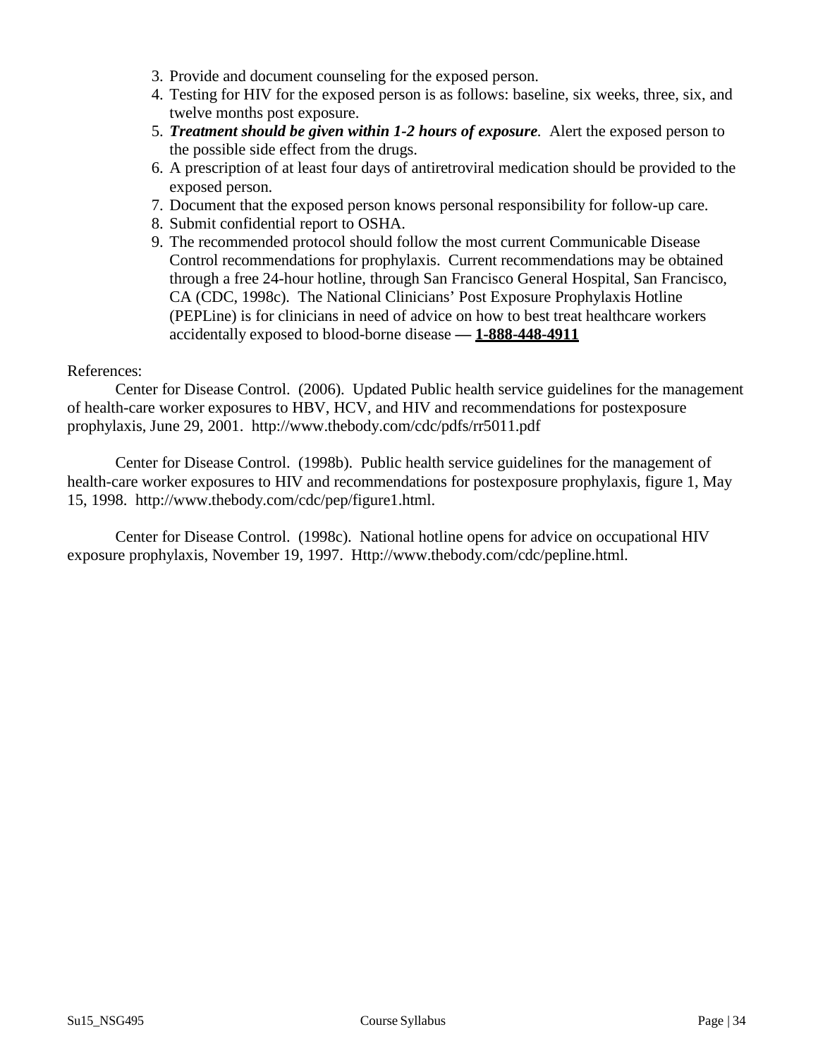3. Provide and document counseling for the exposed person.
4. Testing for HIV for the exposed person is as follows: baseline, six weeks, three, six, and twelve months post exposure.
5. ***Treatment should be given within 1-2 hours of exposure***. Alert the exposed person to the possible side effect from the drugs.
6. A prescription of at least four days of antiretroviral medication should be provided to the exposed person.
7. Document that the exposed person knows personal responsibility for follow-up care.
8. Submit confidential report to OSHA.
9. The recommended protocol should follow the most current Communicable Disease Control recommendations for prophylaxis. Current recommendations may be obtained through a free 24-hour hotline, through San Francisco General Hospital, San Francisco, CA (CDC, 1998c). The National Clinicians' Post Exposure Prophylaxis Hotline (PEPLine) is for clinicians in need of advice on how to best treat healthcare workers accidentally exposed to blood-borne disease **— <u>1-888-448-4911</u>**

References:

Center for Disease Control. (2006). Updated Public health service guidelines for the management of health-care worker exposures to HBV, HCV, and HIV and recommendations for postexposure prophylaxis, June 29, 2001. http://www.thebody.com/cdc/pdfs/rr5011.pdf

Center for Disease Control. (1998b). Public health service guidelines for the management of health-care worker exposures to HIV and recommendations for postexposure prophylaxis, figure 1, May 15, 1998. http://www.thebody.com/cdc/pep/figure1.html.

Center for Disease Control. (1998c). National hotline opens for advice on occupational HIV exposure prophylaxis, November 19, 1997. Http://www.thebody.com/cdc/pepline.html.